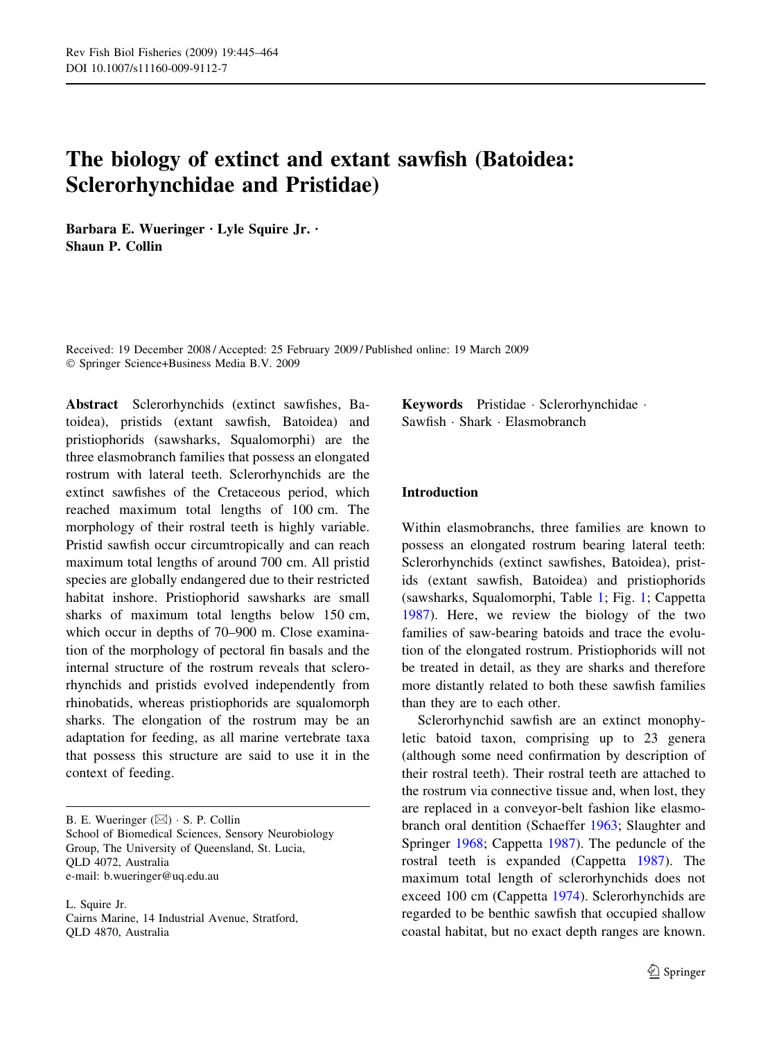# The biology of extinct and extant sawfish (Batoidea: Sclerorhynchidae and Pristidae)

**Barbara E. Wueringer · Lyle Squire Jr. · Shaun P. Collin**

Received: 19 December 2008 / Accepted: 25 February 2009 / Published online: 19 March 2009
© Springer Science+Business Media B.V. 2009

**Abstract** Sclerorhynchids (extinct sawfishes, Batoidea), pristids (extant sawfish, Batoidea) and pristiophorids (sawsharks, Squalomorphi) are the three elasmobranch families that possess an elongated rostrum with lateral teeth. Sclerorhynchids are the extinct sawfishes of the Cretaceous period, which reached maximum total lengths of 100 cm. The morphology of their rostral teeth is highly variable. Pristid sawfish occur circumtropically and can reach maximum total lengths of around 700 cm. All pristid species are globally endangered due to their restricted habitat inshore. Pristiophorid sawsharks are small sharks of maximum total lengths below 150 cm, which occur in depths of 70–900 m. Close examination of the morphology of pectoral fin basals and the internal structure of the rostrum reveals that sclerorhynchids and pristids evolved independently from rhinobatids, whereas pristiophorids are squalomorph sharks. The elongation of the rostrum may be an adaptation for feeding, as all marine vertebrate taxa that possess this structure are said to use it in the context of feeding.

B. E. Wueringer (✉) · S. P. Collin
School of Biomedical Sciences, Sensory Neurobiology Group, The University of Queensland, St. Lucia, QLD 4072, Australia
e-mail: b.wueringer@uq.edu.au

L. Squire Jr.
Cairns Marine, 14 Industrial Avenue, Stratford, QLD 4870, Australia

**Keywords** Pristidae · Sclerorhynchidae · Sawfish · Shark · Elasmobranch

## Introduction

Within elasmobranchs, three families are known to possess an elongated rostrum bearing lateral teeth: Sclerorhynchids (extinct sawfishes, Batoidea), pristids (extant sawfish, Batoidea) and pristiophorids (sawsharks, Squalomorphi, Table 1; Fig. 1; Cappetta 1987). Here, we review the biology of the two families of saw-bearing batoids and trace the evolution of the elongated rostrum. Pristiophorids will not be treated in detail, as they are sharks and therefore more distantly related to both these sawfish families than they are to each other.

Sclerorhynchid sawfish are an extinct monophyletic batoid taxon, comprising up to 23 genera (although some need confirmation by description of their rostral teeth). Their rostral teeth are attached to the rostrum via connective tissue and, when lost, they are replaced in a conveyor-belt fashion like elasmobranch oral dentition (Schaeffer 1963; Slaughter and Springer 1968; Cappetta 1987). The peduncle of the rostral teeth is expanded (Cappetta 1987). The maximum total length of sclerorhynchids does not exceed 100 cm (Cappetta 1974). Sclerorhynchids are regarded to be benthic sawfish that occupied shallow coastal habitat, but no exact depth ranges are known.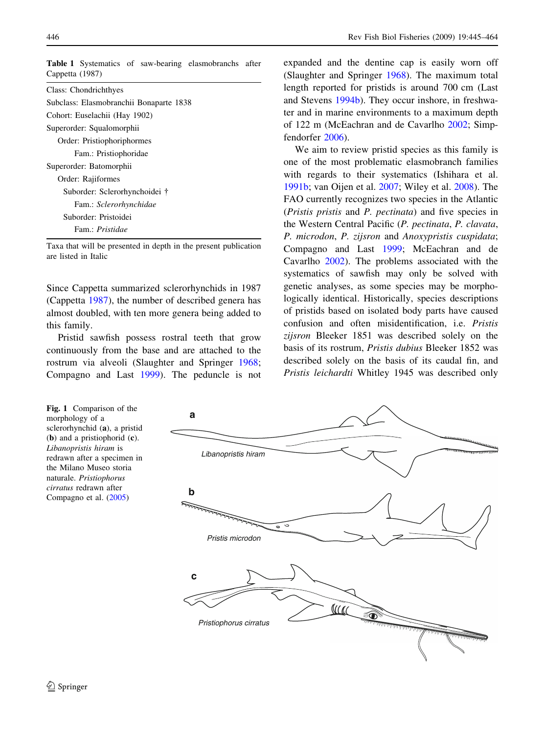**Table 1** Systematics of saw-bearing elasmobranchs after Cappetta (1987)

| |
|---|
| Class: Chondrichthyes |
| Subclass: Elasmobranchii Bonaparte 1838 |
| Cohort: Euselachii (Hay 1902) |
| Superorder: Squalomorphii |
| Order: Pristiophoriphormes |
| Fam.: Pristiophoridae |
| Superorder: Batomorphii |
| Order: Rajiformes |
| Suborder: Sclerorhynchoidei † |
| Fam.: *Sclerorhynchidae* |
| Suborder: Pristoidei |
| Fam.: *Pristidae* |

Taxa that will be presented in depth in the present publication are listed in Italic

Since Cappetta summarized sclerorhynchids in 1987 (Cappetta 1987), the number of described genera has almost doubled, with ten more genera being added to this family.

Pristid sawfish possess rostral teeth that grow continuously from the base and are attached to the rostrum via alveoli (Slaughter and Springer 1968; Compagno and Last 1999). The peduncle is not expanded and the dentine cap is easily worn off (Slaughter and Springer 1968). The maximum total length reported for pristids is around 700 cm (Last and Stevens 1994b). They occur inshore, in freshwater and in marine environments to a maximum depth of 122 m (McEachran and de Cavarlho 2002; Simpfendorfer 2006).

We aim to review pristid species as this family is one of the most problematic elasmobranch families with regards to their systematics (Ishihara et al. 1991b; van Oijen et al. 2007; Wiley et al. 2008). The FAO currently recognizes two species in the Atlantic (*Pristis pristis* and *P. pectinata*) and five species in the Western Central Pacific (*P. pectinata*, *P. clavata*, *P. microdon*, *P. zijsron* and *Anoxypristis cuspidata*; Compagno and Last 1999; McEachran and de Cavarlho 2002). The problems associated with the systematics of sawfish may only be solved with genetic analyses, as some species may be morphologically identical. Historically, species descriptions of pristids based on isolated body parts have caused confusion and often misidentification, i.e. *Pristis zijsron* Bleeker 1851 was described solely on the basis of its rostrum, *Pristis dubius* Bleeker 1852 was described solely on the basis of its caudal fin, and *Pristis leichardti* Whitley 1945 was described only

**Fig. 1** Comparison of the morphology of a sclerorhynchid (**a**), a pristid (**b**) and a pristiophorid (**c**). *Libanopristis hiram* is redrawn after a specimen in the Milano Museo storia naturale. *Pristiophorus cirratus* redrawn after Compagno et al. (2005)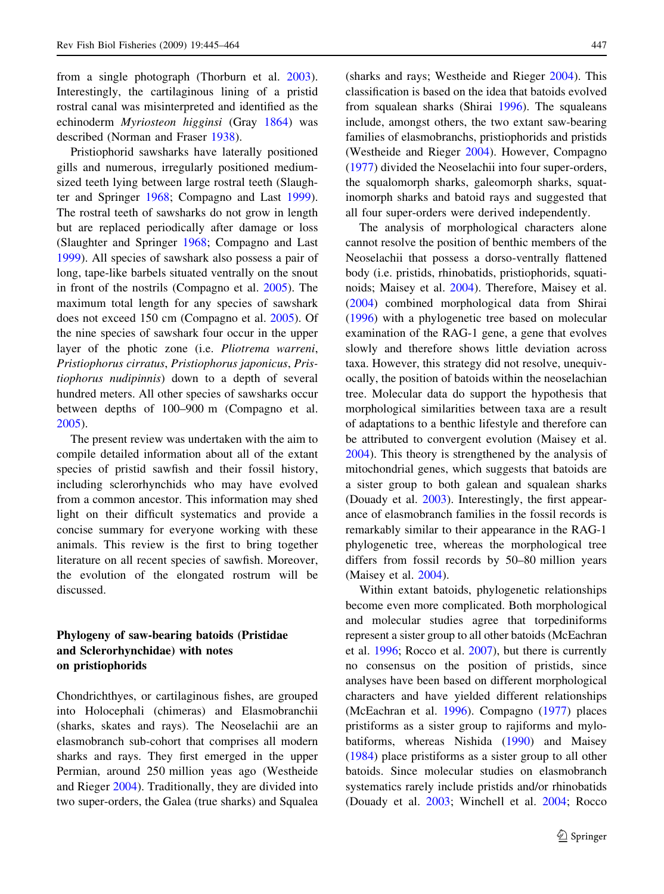from a single photograph (Thorburn et al. 2003). Interestingly, the cartilaginous lining of a pristid rostral canal was misinterpreted and identified as the echinoderm *Myriosteon higginsi* (Gray 1864) was described (Norman and Fraser 1938).

Pristiophorid sawsharks have laterally positioned gills and numerous, irregularly positioned medium-sized teeth lying between large rostral teeth (Slaughter and Springer 1968; Compagno and Last 1999). The rostral teeth of sawsharks do not grow in length but are replaced periodically after damage or loss (Slaughter and Springer 1968; Compagno and Last 1999). All species of sawshark also possess a pair of long, tape-like barbels situated ventrally on the snout in front of the nostrils (Compagno et al. 2005). The maximum total length for any species of sawshark does not exceed 150 cm (Compagno et al. 2005). Of the nine species of sawshark four occur in the upper layer of the photic zone (i.e. *Pliotrema warreni*, *Pristiophorus cirratus*, *Pristiophorus japonicus*, *Pristiophorus nudipinnis*) down to a depth of several hundred meters. All other species of sawsharks occur between depths of 100–900 m (Compagno et al. 2005).

The present review was undertaken with the aim to compile detailed information about all of the extant species of pristid sawfish and their fossil history, including sclerorhynchids who may have evolved from a common ancestor. This information may shed light on their difficult systematics and provide a concise summary for everyone working with these animals. This review is the first to bring together literature on all recent species of sawfish. Moreover, the evolution of the elongated rostrum will be discussed.

## Phylogeny of saw-bearing batoids (Pristidae and Sclerorhynchidae) with notes on pristiophorids

Chondrichthyes, or cartilaginous fishes, are grouped into Holocephali (chimeras) and Elasmobranchii (sharks, skates and rays). The Neoselachii are an elasmobranch sub-cohort that comprises all modern sharks and rays. They first emerged in the upper Permian, around 250 million yeas ago (Westheide and Rieger 2004). Traditionally, they are divided into two super-orders, the Galea (true sharks) and Squalea (sharks and rays; Westheide and Rieger 2004). This classification is based on the idea that batoids evolved from squalean sharks (Shirai 1996). The squaleans include, amongst others, the two extant saw-bearing families of elasmobranchs, pristiophorids and pristids (Westheide and Rieger 2004). However, Compagno (1977) divided the Neoselachii into four super-orders, the squalomorph sharks, galeomorph sharks, squatinomorph sharks and batoid rays and suggested that all four super-orders were derived independently.

The analysis of morphological characters alone cannot resolve the position of benthic members of the Neoselachii that possess a dorso-ventrally flattened body (i.e. pristids, rhinobatids, pristiophorids, squatinoids; Maisey et al. 2004). Therefore, Maisey et al. (2004) combined morphological data from Shirai (1996) with a phylogenetic tree based on molecular examination of the RAG-1 gene, a gene that evolves slowly and therefore shows little deviation across taxa. However, this strategy did not resolve, unequivocally, the position of batoids within the neoselachian tree. Molecular data do support the hypothesis that morphological similarities between taxa are a result of adaptations to a benthic lifestyle and therefore can be attributed to convergent evolution (Maisey et al. 2004). This theory is strengthened by the analysis of mitochondrial genes, which suggests that batoids are a sister group to both galean and squalean sharks (Douady et al. 2003). Interestingly, the first appearance of elasmobranch families in the fossil records is remarkably similar to their appearance in the RAG-1 phylogenetic tree, whereas the morphological tree differs from fossil records by 50–80 million years (Maisey et al. 2004).

Within extant batoids, phylogenetic relationships become even more complicated. Both morphological and molecular studies agree that torpediniforms represent a sister group to all other batoids (McEachran et al. 1996; Rocco et al. 2007), but there is currently no consensus on the position of pristids, since analyses have been based on different morphological characters and have yielded different relationships (McEachran et al. 1996). Compagno (1977) places pristiforms as a sister group to rajiforms and myliobatiforms, whereas Nishida (1990) and Maisey (1984) place pristiforms as a sister group to all other batoids. Since molecular studies on elasmobranch systematics rarely include pristids and/or rhinobatids (Douady et al. 2003; Winchell et al. 2004; Rocco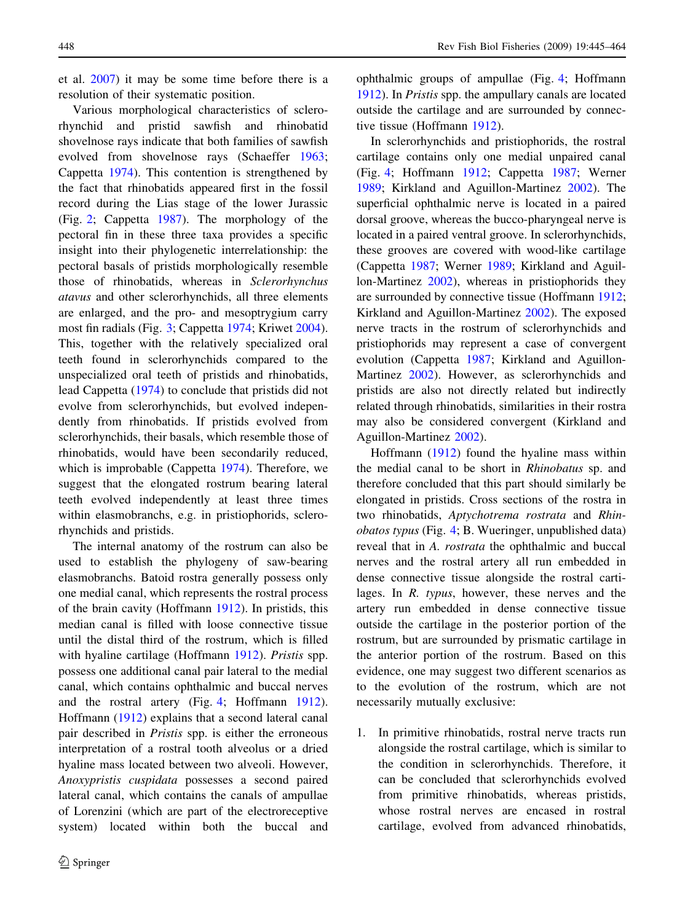et al. 2007) it may be some time before there is a resolution of their systematic position.

Various morphological characteristics of sclerorhynchid and pristid sawfish and rhinobatid shovelnose rays indicate that both families of sawfish evolved from shovelnose rays (Schaeffer 1963; Cappetta 1974). This contention is strengthened by the fact that rhinobatids appeared first in the fossil record during the Lias stage of the lower Jurassic (Fig. 2; Cappetta 1987). The morphology of the pectoral fin in these three taxa provides a specific insight into their phylogenetic interrelationship: the pectoral basals of pristids morphologically resemble those of rhinobatids, whereas in *Sclerorhynchus atavus* and other sclerorhynchids, all three elements are enlarged, and the pro- and mesoptrygium carry most fin radials (Fig. 3; Cappetta 1974; Kriwet 2004). This, together with the relatively specialized oral teeth found in sclerorhynchids compared to the unspecialized oral teeth of pristids and rhinobatids, lead Cappetta (1974) to conclude that pristids did not evolve from sclerorhynchids, but evolved independently from rhinobatids. If pristids evolved from sclerorhynchids, their basals, which resemble those of rhinobatids, would have been secondarily reduced, which is improbable (Cappetta 1974). Therefore, we suggest that the elongated rostrum bearing lateral teeth evolved independently at least three times within elasmobranchs, e.g. in pristiophorids, sclerorhynchids and pristids.

The internal anatomy of the rostrum can also be used to establish the phylogeny of saw-bearing elasmobranchs. Batoid rostra generally possess only one medial canal, which represents the rostral process of the brain cavity (Hoffmann 1912). In pristids, this median canal is filled with loose connective tissue until the distal third of the rostrum, which is filled with hyaline cartilage (Hoffmann 1912). *Pristis* spp. possess one additional canal pair lateral to the medial canal, which contains ophthalmic and buccal nerves and the rostral artery (Fig. 4; Hoffmann 1912). Hoffmann (1912) explains that a second lateral canal pair described in *Pristis* spp. is either the erroneous interpretation of a rostral tooth alveolus or a dried hyaline mass located between two alveoli. However, *Anoxypristis cuspidata* possesses a second paired lateral canal, which contains the canals of ampullae of Lorenzini (which are part of the electroreceptive system) located within both the buccal and ophthalmic groups of ampullae (Fig. 4; Hoffmann 1912). In *Pristis* spp. the ampullary canals are located outside the cartilage and are surrounded by connective tissue (Hoffmann 1912).

In sclerorhynchids and pristiophorids, the rostral cartilage contains only one medial unpaired canal (Fig. 4; Hoffmann 1912; Cappetta 1987; Werner 1989; Kirkland and Aguillon-Martinez 2002). The superficial ophthalmic nerve is located in a paired dorsal groove, whereas the bucco-pharyngeal nerve is located in a paired ventral groove. In sclerorhynchids, these grooves are covered with wood-like cartilage (Cappetta 1987; Werner 1989; Kirkland and Aguillon-Martinez 2002), whereas in pristiophorids they are surrounded by connective tissue (Hoffmann 1912; Kirkland and Aguillon-Martinez 2002). The exposed nerve tracts in the rostrum of sclerorhynchids and pristiophorids may represent a case of convergent evolution (Cappetta 1987; Kirkland and Aguillon-Martinez 2002). However, as sclerorhynchids and pristids are also not directly related but indirectly related through rhinobatids, similarities in their rostra may also be considered convergent (Kirkland and Aguillon-Martinez 2002).

Hoffmann (1912) found the hyaline mass within the medial canal to be short in *Rhinobatus* sp. and therefore concluded that this part should similarly be elongated in pristids. Cross sections of the rostra in two rhinobatids, *Aptychotrema rostrata* and *Rhinobatos typus* (Fig. 4; B. Wueringer, unpublished data) reveal that in *A. rostrata* the ophthalmic and buccal nerves and the rostral artery all run embedded in dense connective tissue alongside the rostral cartilages. In *R. typus*, however, these nerves and the artery run embedded in dense connective tissue outside the cartilage in the posterior portion of the rostrum, but are surrounded by prismatic cartilage in the anterior portion of the rostrum. Based on this evidence, one may suggest two different scenarios as to the evolution of the rostrum, which are not necessarily mutually exclusive:

1. In primitive rhinobatids, rostral nerve tracts run alongside the rostral cartilage, which is similar to the condition in sclerorhynchids. Therefore, it can be concluded that sclerorhynchids evolved from primitive rhinobatids, whereas pristids, whose rostral nerves are encased in rostral cartilage, evolved from advanced rhinobatids,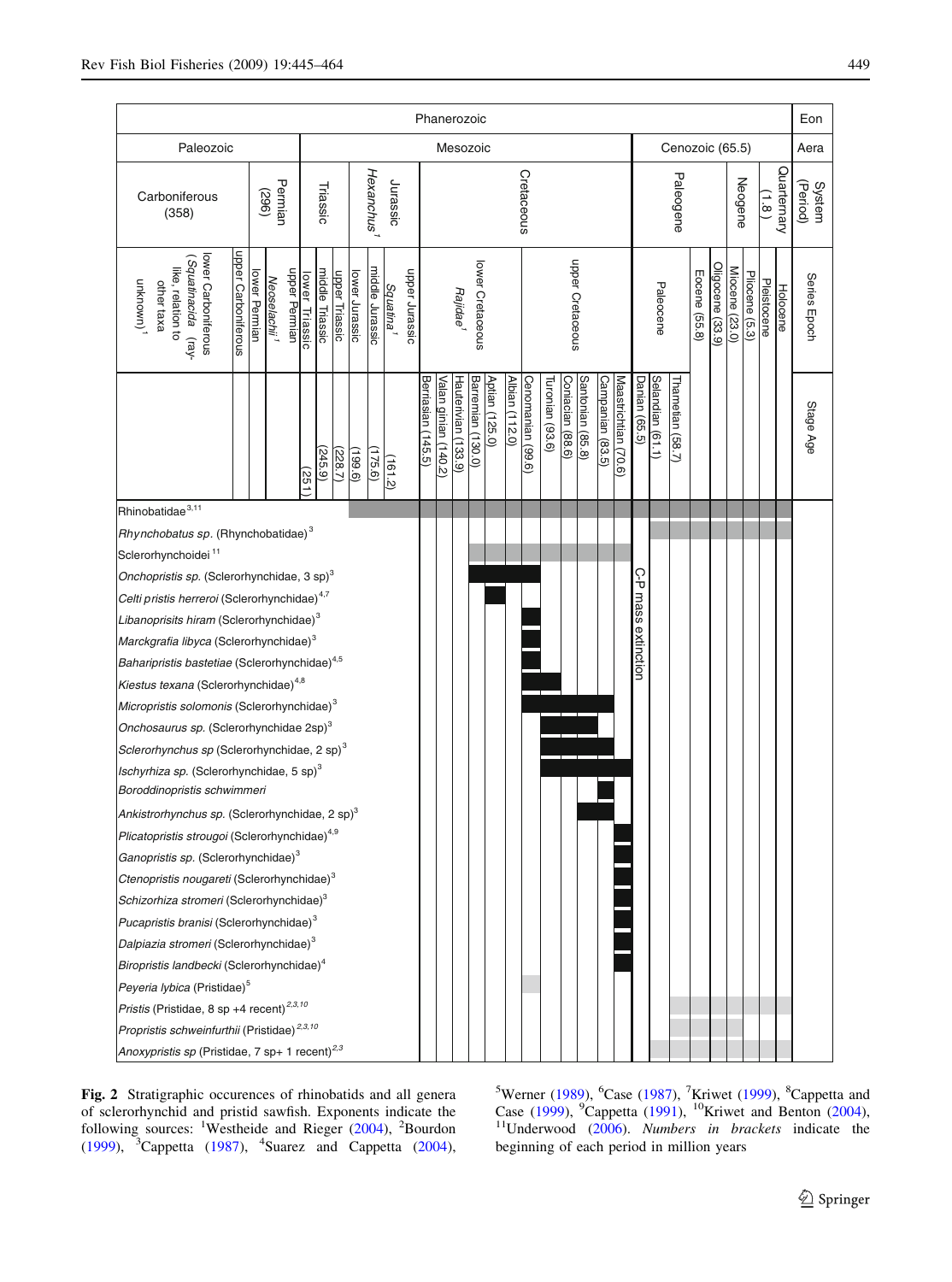| Eon | Phanerozoic |
|---|---|
| Aera | Paleozoic; Mesozoic; Cenozoic (65.5) |
| System (Period) | Carboniferous (358); Permian (296); Triassic; *Hexanchus*[1]; Jurassic; Cretaceous; Paleogene; Neogene; Quarternary (1.8) |
| Series Epoch | lower Carboniferous (*Squatinacida* (ray-like, relation to other taxa unknown)[1]); upper Carboniferous; lower Permian; *Neoselachii*[1]; upper Permian; lower Triassic; middle Triassic; upper Triassic; lower Jurassic; middle Jurassic; *Squatina*[1]; upper Jurassic; lower Cretaceous; *Rajidae*[1]; upper Cretaceous; Paleocene; Eocene (55.8); Oligocene (33.9); Miocene (23.0); Pliocene (5.3); Pleistocene; Holocene |
| Stage Age | (251); (245.9); (228.7); (199.6); (175.6); (161.2); Berriasian (145.5); Valanginian (140.2); Hauterivian (133.9); Barremian (130.0); Aptian (125.0); Albian (112.0); Cenomanian (99.6); Turonian (93.6); Coniacian (88.6); Santonian (85.8); Campanian (83.5); Maastrichtian (70.6); Danian (65.5); Selandian (61.1); Thanetian (58.7) |

C-P mass extinction

Taxa:

- Rhinobatidae[3,11]
- *Rhynchobatus sp.* (Rhynchobatidae)[3]
- Sclerorhynchoidei[11]
- *Onchopristis sp.* (Sclerorhynchidae, 3 sp)[3]
- *Celti pristis herreroi* (Sclerorhynchidae)[4,7]
- *Libanopristis hiram* (Sclerorhynchidae)[3]
- *Marckgrafia libyca* (Sclerorhynchidae)[3]
- *Baharipristis bastetiae* (Sclerorhynchidae)[4,5]
- *Kiestus texana* (Sclerorhynchidae)[4,8]
- *Micropristis solomonis* (Sclerorhynchidae)[3]
- *Onchosaurus sp.* (Sclerorhynchidae 2sp)[3]
- *Sclerorhynchus sp* (Sclerorhynchidae, 2 sp)[3]
- *Ischyrhiza sp.* (Sclerorhynchidae, 5 sp)[3]
- *Boroddinopristis schwimmeri*
- *Ankistrorhynchus sp.* (Sclerorhynchidae, 2 sp)[3]
- *Plicatopristis strougoi* (Sclerorhynchidae)[4,9]
- *Ganopristis sp.* (Sclerorhynchidae)[3]
- *Ctenopristis nougareti* (Sclerorhynchidae)[3]
- *Schizorhiza stromeri* (Sclerorhynchidae)[3]
- *Pucapristis branisi* (Sclerorhynchidae)[3]
- *Dalpiazia stromeri* (Sclerorhynchidae)[3]
- *Biropristis landbecki* (Sclerorhynchidae)[4]
- *Peyeria lybica* (Pristidae)[5]
- *Pristis* (Pristidae, 8 sp +4 recent)[2,3,10]
- *Propristis schweinfurthii* (Pristidae)[2,3,10]
- *Anoxypristis sp* (Pristidae, 7 sp+ 1 recent)[2,3]

**Fig. 2** Stratigraphic occurences of rhinobatids and all genera of sclerorhynchid and pristid sawfish. Exponents indicate the following sources: [1]Westheide and Rieger (2004), [2]Bourdon (1999), [3]Cappetta (1987), [4]Suarez and Cappetta (2004), [5]Werner (1989), [6]Case (1987), [7]Kriwet (1999), [8]Cappetta and Case (1999), [9]Cappetta (1991), [10]Kriwet and Benton (2004), [11]Underwood (2006). *Numbers in brackets* indicate the beginning of each period in million years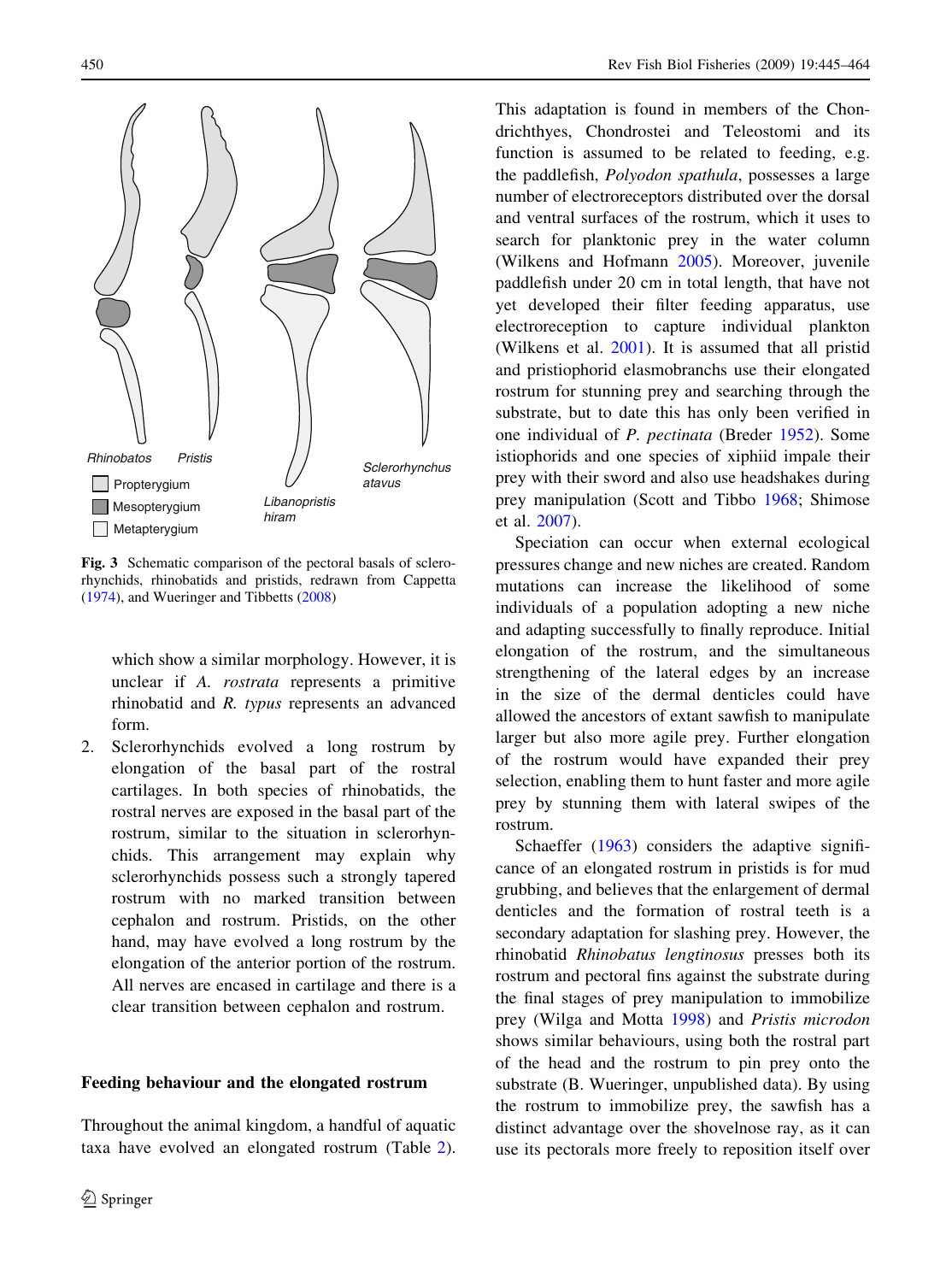Rhinobatos

Pristis

Propterygium

Mesopterygium

Metapterygium

Libanopristis hiram

Sclerorhynchus atavus

**Fig. 3** Schematic comparison of the pectoral basals of sclerorhynchids, rhinobatids and pristids, redrawn from Cappetta (1974), and Wueringer and Tibbetts (2008)

which show a similar morphology. However, it is unclear if *A. rostrata* represents a primitive rhinobatid and *R. typus* represents an advanced form.

2. Sclerorhynchids evolved a long rostrum by elongation of the basal part of the rostral cartilages. In both species of rhinobatids, the rostral nerves are exposed in the basal part of the rostrum, similar to the situation in sclerorhynchids. This arrangement may explain why sclerorhynchids possess such a strongly tapered rostrum with no marked transition between cephalon and rostrum. Pristids, on the other hand, may have evolved a long rostrum by the elongation of the anterior portion of the rostrum. All nerves are encased in cartilage and there is a clear transition between cephalon and rostrum.

## Feeding behaviour and the elongated rostrum

Throughout the animal kingdom, a handful of aquatic taxa have evolved an elongated rostrum (Table 2). This adaptation is found in members of the Chondrichthyes, Chondrostei and Teleostomi and its function is assumed to be related to feeding, e.g. the paddlefish, *Polyodon spathula*, possesses a large number of electroreceptors distributed over the dorsal and ventral surfaces of the rostrum, which it uses to search for planktonic prey in the water column (Wilkens and Hofmann 2005). Moreover, juvenile paddlefish under 20 cm in total length, that have not yet developed their filter feeding apparatus, use electroreception to capture individual plankton (Wilkens et al. 2001). It is assumed that all pristid and pristiophorid elasmobranchs use their elongated rostrum for stunning prey and searching through the substrate, but to date this has only been verified in one individual of *P. pectinata* (Breder 1952). Some istiophorids and one species of xiphiid impale their prey with their sword and also use headshakes during prey manipulation (Scott and Tibbo 1968; Shimose et al. 2007).

Speciation can occur when external ecological pressures change and new niches are created. Random mutations can increase the likelihood of some individuals of a population adopting a new niche and adapting successfully to finally reproduce. Initial elongation of the rostrum, and the simultaneous strengthening of the lateral edges by an increase in the size of the dermal denticles could have allowed the ancestors of extant sawfish to manipulate larger but also more agile prey. Further elongation of the rostrum would have expanded their prey selection, enabling them to hunt faster and more agile prey by stunning them with lateral swipes of the rostrum.

Schaeffer (1963) considers the adaptive significance of an elongated rostrum in pristids is for mud grubbing, and believes that the enlargement of dermal denticles and the formation of rostral teeth is a secondary adaptation for slashing prey. However, the rhinobatid *Rhinobatus lengtinosus* presses both its rostrum and pectoral fins against the substrate during the final stages of prey manipulation to immobilize prey (Wilga and Motta 1998) and *Pristis microdon* shows similar behaviours, using both the rostral part of the head and the rostrum to pin prey onto the substrate (B. Wueringer, unpublished data). By using the rostrum to immobilize prey, the sawfish has a distinct advantage over the shovelnose ray, as it can use its pectorals more freely to reposition itself over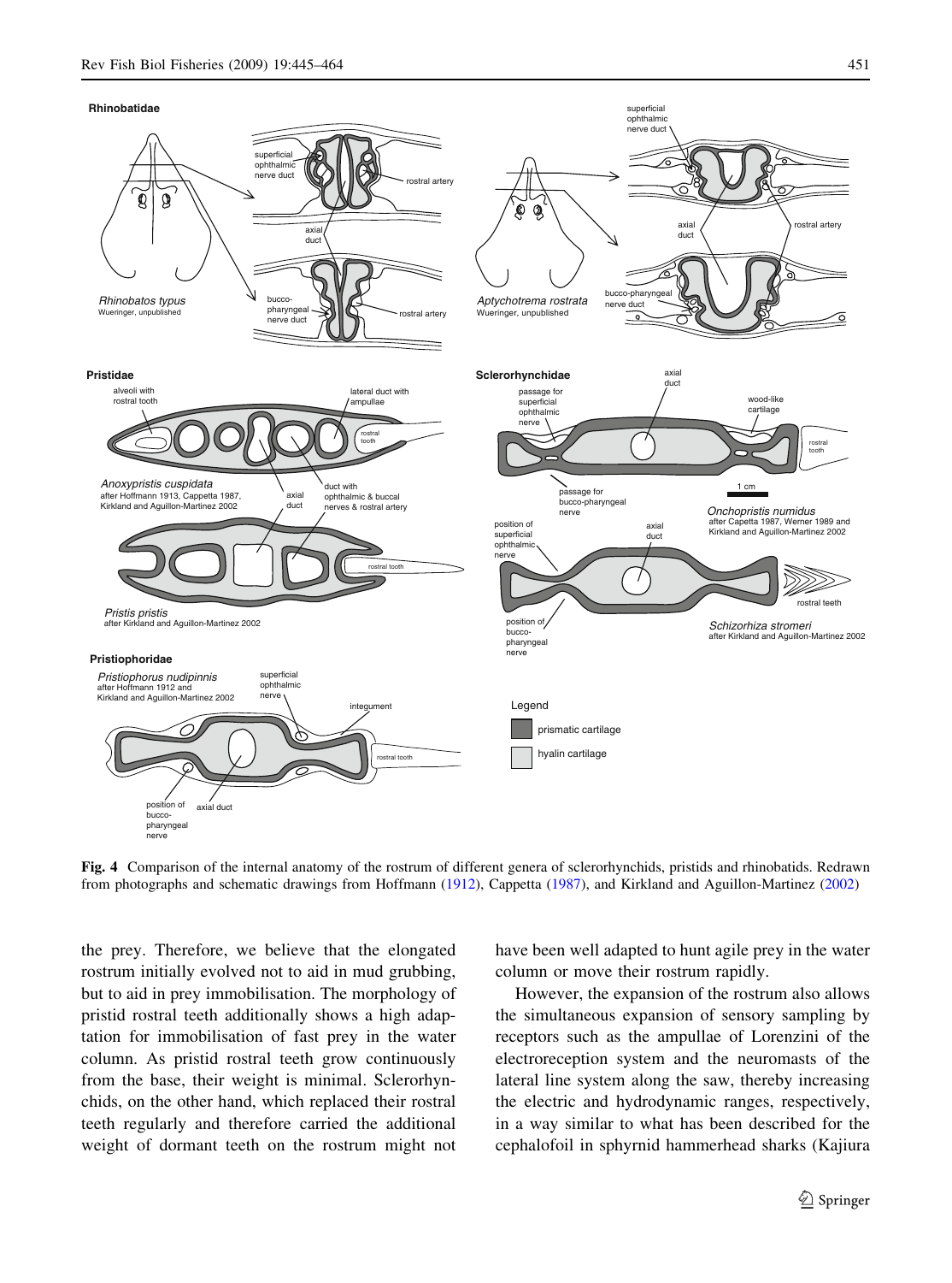**Fig. 4** Comparison of the internal anatomy of the rostrum of different genera of sclerorhynchids, pristids and rhinobatids. Redrawn from photographs and schematic drawings from Hoffmann (1912), Cappetta (1987), and Kirkland and Aguillon-Martinez (2002)

the prey. Therefore, we believe that the elongated rostrum initially evolved not to aid in mud grubbing, but to aid in prey immobilisation. The morphology of pristid rostral teeth additionally shows a high adaptation for immobilisation of fast prey in the water column. As pristid rostral teeth grow continuously from the base, their weight is minimal. Sclerorhynchids, on the other hand, which replaced their rostral teeth regularly and therefore carried the additional weight of dormant teeth on the rostrum might not have been well adapted to hunt agile prey in the water column or move their rostrum rapidly.

However, the expansion of the rostrum also allows the simultaneous expansion of sensory sampling by receptors such as the ampullae of Lorenzini of the electroreception system and the neuromasts of the lateral line system along the saw, thereby increasing the electric and hydrodynamic ranges, respectively, in a way similar to what has been described for the cephalofoil in sphyrnid hammerhead sharks (Kajiura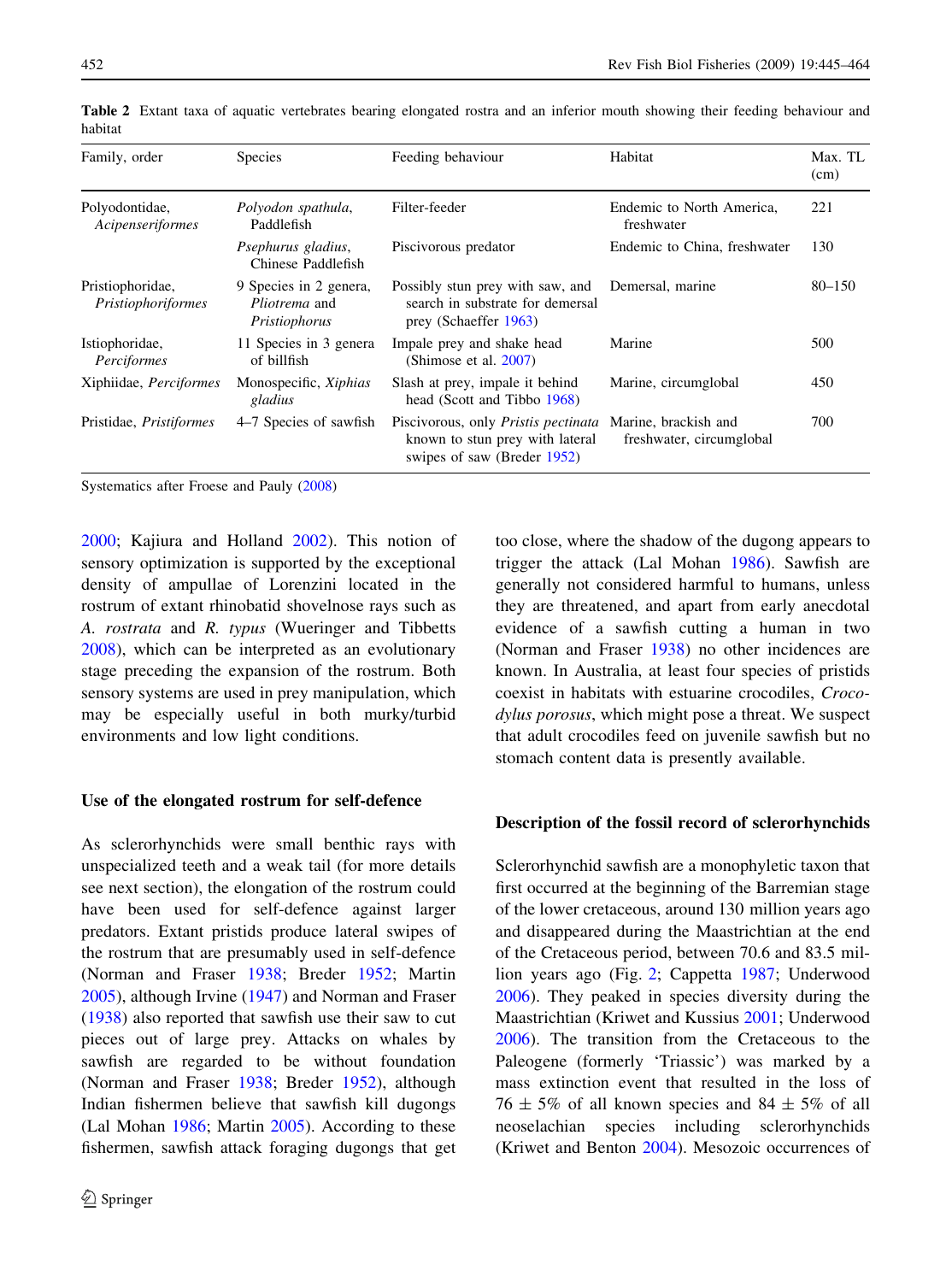**Table 2** Extant taxa of aquatic vertebrates bearing elongated rostra and an inferior mouth showing their feeding behaviour and habitat

| Family, order | Species | Feeding behaviour | Habitat | Max. TL (cm) |
|---|---|---|---|---|
| Polyodontidae, *Acipenseriformes* | *Polyodon spathula*, Paddlefish | Filter-feeder | Endemic to North America, freshwater | 221 |
| | *Psephurus gladius*, Chinese Paddlefish | Piscivorous predator | Endemic to China, freshwater | 130 |
| Pristiophoridae, *Pristiophoriformes* | 9 Species in 2 genera, *Pliotrema* and *Pristiophorus* | Possibly stun prey with saw, and search in substrate for demersal prey (Schaeffer 1963) | Demersal, marine | 80–150 |
| Istiophoridae, *Perciformes* | 11 Species in 3 genera of billfish | Impale prey and shake head (Shimose et al. 2007) | Marine | 500 |
| Xiphiidae, *Perciformes* | Monospecific, *Xiphias gladius* | Slash at prey, impale it behind head (Scott and Tibbo 1968) | Marine, circumglobal | 450 |
| Pristidae, *Pristiformes* | 4–7 Species of sawfish | Piscivorous, only *Pristis pectinata* known to stun prey with lateral swipes of saw (Breder 1952) | Marine, brackish and freshwater, circumglobal | 700 |

Systematics after Froese and Pauly (2008)

2000; Kajiura and Holland 2002). This notion of sensory optimization is supported by the exceptional density of ampullae of Lorenzini located in the rostrum of extant rhinobatid shovelnose rays such as *A. rostrata* and *R. typus* (Wueringer and Tibbetts 2008), which can be interpreted as an evolutionary stage preceding the expansion of the rostrum. Both sensory systems are used in prey manipulation, which may be especially useful in both murky/turbid environments and low light conditions.

## Use of the elongated rostrum for self-defence

As sclerorhynchids were small benthic rays with unspecialized teeth and a weak tail (for more details see next section), the elongation of the rostrum could have been used for self-defence against larger predators. Extant pristids produce lateral swipes of the rostrum that are presumably used in self-defence (Norman and Fraser 1938; Breder 1952; Martin 2005), although Irvine (1947) and Norman and Fraser (1938) also reported that sawfish use their saw to cut pieces out of large prey. Attacks on whales by sawfish are regarded to be without foundation (Norman and Fraser 1938; Breder 1952), although Indian fishermen believe that sawfish kill dugongs (Lal Mohan 1986; Martin 2005). According to these fishermen, sawfish attack foraging dugongs that get too close, where the shadow of the dugong appears to trigger the attack (Lal Mohan 1986). Sawfish are generally not considered harmful to humans, unless they are threatened, and apart from early anecdotal evidence of a sawfish cutting a human in two (Norman and Fraser 1938) no other incidences are known. In Australia, at least four species of pristids coexist in habitats with estuarine crocodiles, *Crocodylus porosus*, which might pose a threat. We suspect that adult crocodiles feed on juvenile sawfish but no stomach content data is presently available.

## Description of the fossil record of sclerorhynchids

Sclerorhynchid sawfish are a monophyletic taxon that first occurred at the beginning of the Barremian stage of the lower cretaceous, around 130 million years ago and disappeared during the Maastrichtian at the end of the Cretaceous period, between 70.6 and 83.5 million years ago (Fig. 2; Cappetta 1987; Underwood 2006). They peaked in species diversity during the Maastrichtian (Kriwet and Kussius 2001; Underwood 2006). The transition from the Cretaceous to the Paleogene (formerly 'Triassic') was marked by a mass extinction event that resulted in the loss of $76 \pm 5\%$ of all known species and $84 \pm 5\%$ of all neoselachian species including sclerorhynchids (Kriwet and Benton 2004). Mesozoic occurrences of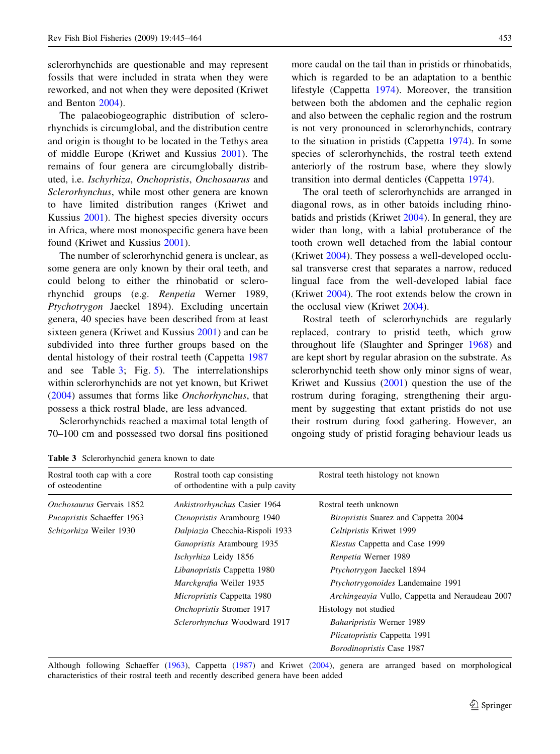sclerorhynchids are questionable and may represent fossils that were included in strata when they were reworked, and not when they were deposited (Kriwet and Benton 2004).

The palaeobiogeographic distribution of sclerorhynchids is circumglobal, and the distribution centre and origin is thought to be located in the Tethys area of middle Europe (Kriwet and Kussius 2001). The remains of four genera are circumglobally distributed, i.e. *Ischyrhiza*, *Onchopristis*, *Onchosaurus* and *Sclerorhynchus*, while most other genera are known to have limited distribution ranges (Kriwet and Kussius 2001). The highest species diversity occurs in Africa, where most monospecific genera have been found (Kriwet and Kussius 2001).

The number of sclerorhynchid genera is unclear, as some genera are only known by their oral teeth, and could belong to either the rhinobatid or sclerorhynchid groups (e.g. *Renpetia* Werner 1989, *Ptychotrygon* Jaeckel 1894). Excluding uncertain genera, 40 species have been described from at least sixteen genera (Kriwet and Kussius 2001) and can be subdivided into three further groups based on the dental histology of their rostral teeth (Cappetta 1987 and see Table 3; Fig. 5). The interrelationships within sclerorhynchids are not yet known, but Kriwet (2004) assumes that forms like *Onchorhynchus*, that possess a thick rostral blade, are less advanced.

Sclerorhynchids reached a maximal total length of 70–100 cm and possessed two dorsal fins positioned more caudal on the tail than in pristids or rhinobatids, which is regarded to be an adaptation to a benthic lifestyle (Cappetta 1974). Moreover, the transition between both the abdomen and the cephalic region and also between the cephalic region and the rostrum is not very pronounced in sclerorhynchids, contrary to the situation in pristids (Cappetta 1974). In some species of sclerorhynchids, the rostral teeth extend anteriorly of the rostrum base, where they slowly transition into dermal denticles (Cappetta 1974).

The oral teeth of sclerorhynchids are arranged in diagonal rows, as in other batoids including rhinobatids and pristids (Kriwet 2004). In general, they are wider than long, with a labial protuberance of the tooth crown well detached from the labial contour (Kriwet 2004). They possess a well-developed occlusal transverse crest that separates a narrow, reduced lingual face from the well-developed labial face (Kriwet 2004). The root extends below the crown in the occlusal view (Kriwet 2004).

Rostral teeth of sclerorhynchids are regularly replaced, contrary to pristid teeth, which grow throughout life (Slaughter and Springer 1968) and are kept short by regular abrasion on the substrate. As sclerorhynchid teeth show only minor signs of wear, Kriwet and Kussius (2001) question the use of the rostrum during foraging, strengthening their argument by suggesting that extant pristids do not use their rostrum during food gathering. However, an ongoing study of pristid foraging behaviour leads us

**Table 3** Sclerorhynchid genera known to date

| Rostral tooth cap with a core of osteodentine | Rostral tooth cap consisting of orthodentine with a pulp cavity | Rostral teeth histology not known |
|---|---|---|
| *Onchosaurus* Gervais 1852 | *Ankistrorhynchus* Casier 1964 | Rostral teeth unknown |
| *Pucapristis* Schaeffer 1963 | *Ctenopristis* Arambourg 1940 | *Biropristis* Suarez and Cappetta 2004 |
| *Schizorhiza* Weiler 1930 | *Dalpiazia* Checchia-Rispoli 1933 | *Celtipristis* Kriwet 1999 |
| | *Ganopristis* Arambourg 1935 | *Kiestus* Cappetta and Case 1999 |
| | *Ischyrhiza* Leidy 1856 | *Renpetia* Werner 1989 |
| | *Libanopristis* Cappetta 1980 | *Ptychotrygon* Jaeckel 1894 |
| | *Marckgrafia* Weiler 1935 | *Ptychotrygonoides* Landemaine 1991 |
| | *Micropristis* Cappetta 1980 | *Archingeayia* Vullo, Cappetta and Neraudeau 2007 |
| | *Onchopristis* Stromer 1917 | Histology not studied |
| | *Sclerorhynchus* Woodward 1917 | *Baharipristis* Werner 1989 |
| | | *Plicatopristis* Cappetta 1991 |
| | | *Borodinopristis* Case 1987 |

Although following Schaeffer (1963), Cappetta (1987) and Kriwet (2004), genera are arranged based on morphological characteristics of their rostral teeth and recently described genera have been added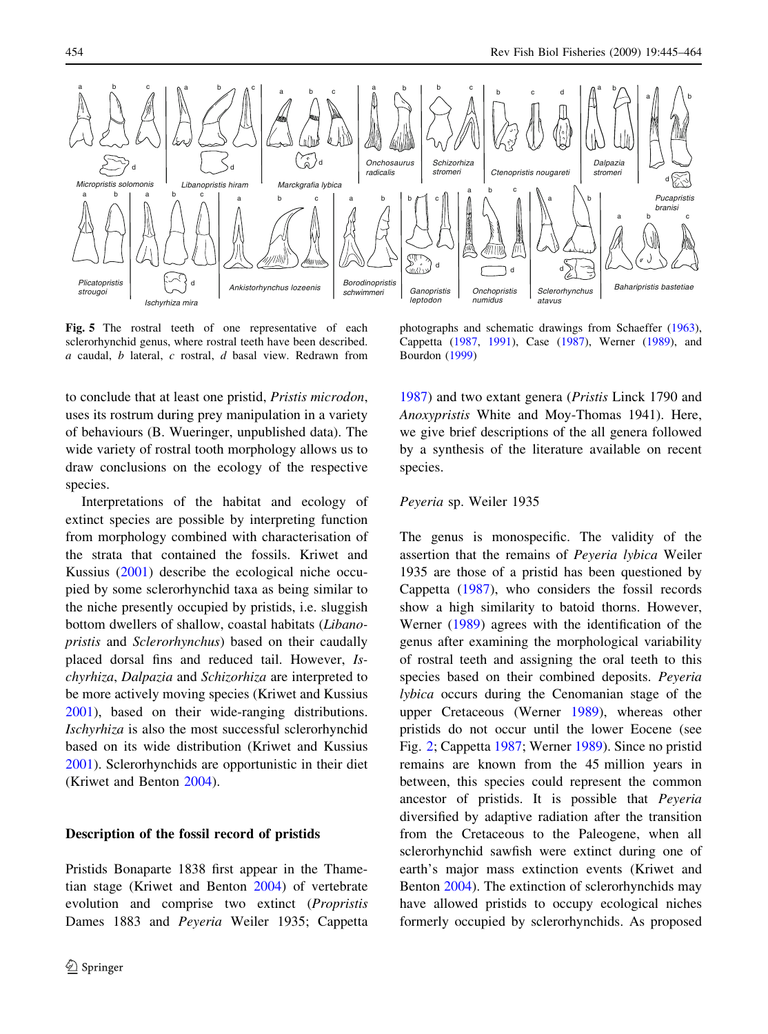Fig. 5 The rostral teeth of one representative of each sclerorhynchid genus, where rostral teeth have been described. *a* caudal, *b* lateral, *c* rostral, *d* basal view. Redrawn from photographs and schematic drawings from Schaeffer (1963), Cappetta (1987, 1991), Case (1987), Werner (1989), and Bourdon (1999)

to conclude that at least one pristid, *Pristis microdon*, uses its rostrum during prey manipulation in a variety of behaviours (B. Wueringer, unpublished data). The wide variety of rostral tooth morphology allows us to draw conclusions on the ecology of the respective species.

Interpretations of the habitat and ecology of extinct species are possible by interpreting function from morphology combined with characterisation of the strata that contained the fossils. Kriwet and Kussius (2001) describe the ecological niche occupied by some sclerorhynchid taxa as being similar to the niche presently occupied by pristids, i.e. sluggish bottom dwellers of shallow, coastal habitats (*Libanopristis* and *Sclerorhynchus*) based on their caudally placed dorsal fins and reduced tail. However, *Ischyrhiza*, *Dalpazia* and *Schizorhiza* are interpreted to be more actively moving species (Kriwet and Kussius 2001), based on their wide-ranging distributions. *Ischyrhiza* is also the most successful sclerorhynchid based on its wide distribution (Kriwet and Kussius 2001). Sclerorhynchids are opportunistic in their diet (Kriwet and Benton 2004).

## Description of the fossil record of pristids

Pristids Bonaparte 1838 first appear in the Thametian stage (Kriwet and Benton 2004) of vertebrate evolution and comprise two extinct (*Propristis* Dames 1883 and *Peyeria* Weiler 1935; Cappetta 1987) and two extant genera (*Pristis* Linck 1790 and *Anoxypristis* White and Moy-Thomas 1941). Here, we give brief descriptions of the all genera followed by a synthesis of the literature available on recent species.

*Peyeria* sp. Weiler 1935

The genus is monospecific. The validity of the assertion that the remains of *Peyeria lybica* Weiler 1935 are those of a pristid has been questioned by Cappetta (1987), who considers the fossil records show a high similarity to batoid thorns. However, Werner (1989) agrees with the identification of the genus after examining the morphological variability of rostral teeth and assigning the oral teeth to this species based on their combined deposits. *Peyeria lybica* occurs during the Cenomanian stage of the upper Cretaceous (Werner 1989), whereas other pristids do not occur until the lower Eocene (see Fig. 2; Cappetta 1987; Werner 1989). Since no pristid remains are known from the 45 million years in between, this species could represent the common ancestor of pristids. It is possible that *Peyeria* diversified by adaptive radiation after the transition from the Cretaceous to the Paleogene, when all sclerorhynchid sawfish were extinct during one of earth's major mass extinction events (Kriwet and Benton 2004). The extinction of sclerorhynchids may have allowed pristids to occupy ecological niches formerly occupied by sclerorhynchids. As proposed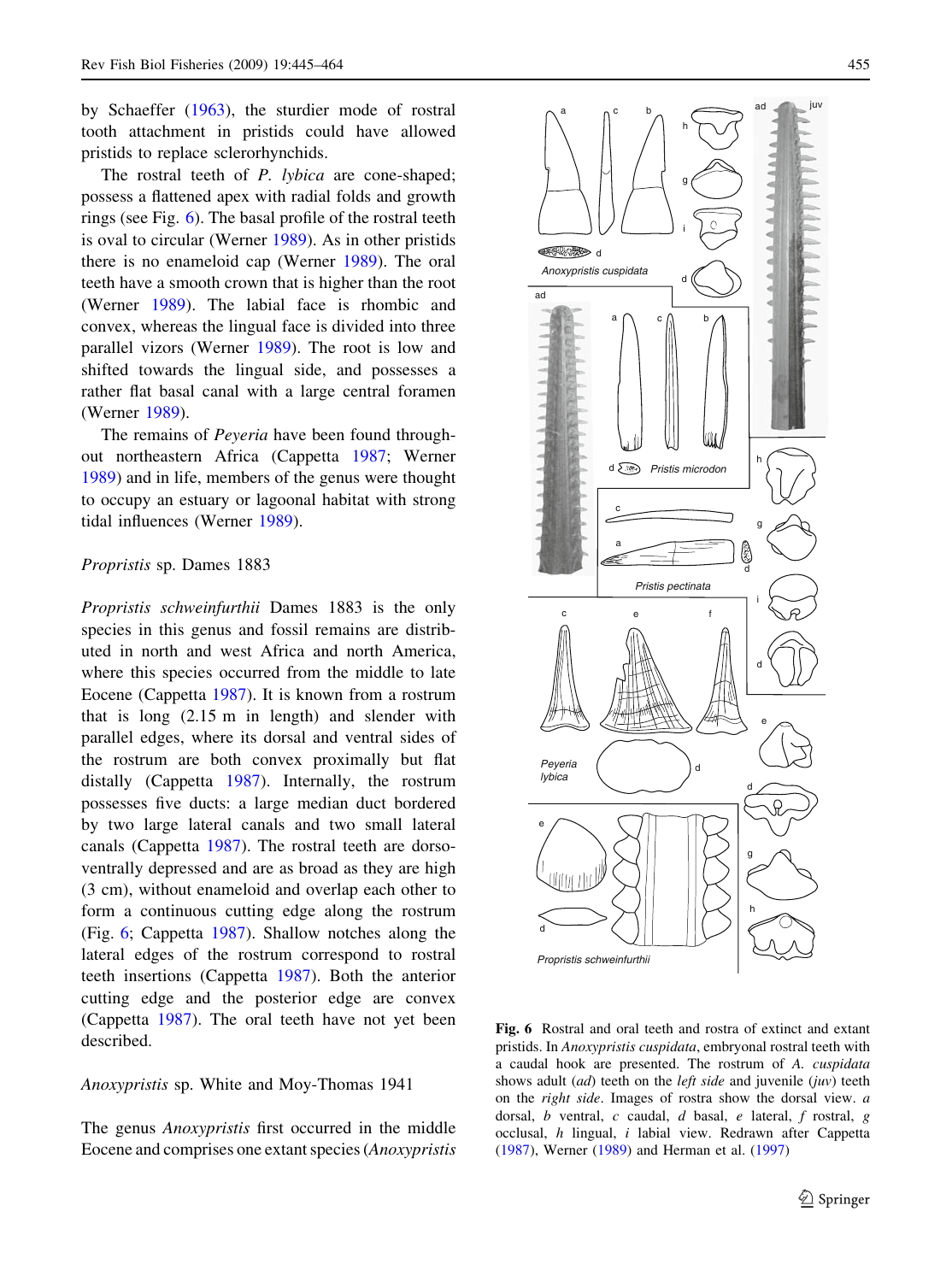by Schaeffer (1963), the sturdier mode of rostral tooth attachment in pristids could have allowed pristids to replace sclerorhynchids.

The rostral teeth of *P. lybica* are cone-shaped; possess a flattened apex with radial folds and growth rings (see Fig. 6). The basal profile of the rostral teeth is oval to circular (Werner 1989). As in other pristids there is no enameloid cap (Werner 1989). The oral teeth have a smooth crown that is higher than the root (Werner 1989). The labial face is rhombic and convex, whereas the lingual face is divided into three parallel vizors (Werner 1989). The root is low and shifted towards the lingual side, and possesses a rather flat basal canal with a large central foramen (Werner 1989).

The remains of *Peyeria* have been found throughout northeastern Africa (Cappetta 1987; Werner 1989) and in life, members of the genus were thought to occupy an estuary or lagoonal habitat with strong tidal influences (Werner 1989).

*Propristis* sp. Dames 1883

*Propristis schweinfurthii* Dames 1883 is the only species in this genus and fossil remains are distributed in north and west Africa and north America, where this species occurred from the middle to late Eocene (Cappetta 1987). It is known from a rostrum that is long (2.15 m in length) and slender with parallel edges, where its dorsal and ventral sides of the rostrum are both convex proximally but flat distally (Cappetta 1987). Internally, the rostrum possesses five ducts: a large median duct bordered by two large lateral canals and two small lateral canals (Cappetta 1987). The rostral teeth are dorso-ventrally depressed and are as broad as they are high (3 cm), without enameloid and overlap each other to form a continuous cutting edge along the rostrum (Fig. 6; Cappetta 1987). Shallow notches along the lateral edges of the rostrum correspond to rostral teeth insertions (Cappetta 1987). Both the anterior cutting edge and the posterior edge are convex (Cappetta 1987). The oral teeth have not yet been described.

*Anoxypristis* sp. White and Moy-Thomas 1941

The genus *Anoxypristis* first occurred in the middle Eocene and comprises one extant species (*Anoxypristis*

**Fig. 6** Rostral and oral teeth and rostra of extinct and extant pristids. In *Anoxypristis cuspidata*, embryonal rostral teeth with a caudal hook are presented. The rostrum of *A. cuspidata* shows adult (*ad*) teeth on the *left side* and juvenile (*juv*) teeth on the *right side*. Images of rostra show the dorsal view. *a* dorsal, *b* ventral, *c* caudal, *d* basal, *e* lateral, *f* rostral, *g* occlusal, *h* lingual, *i* labial view. Redrawn after Cappetta (1987), Werner (1989) and Herman et al. (1997)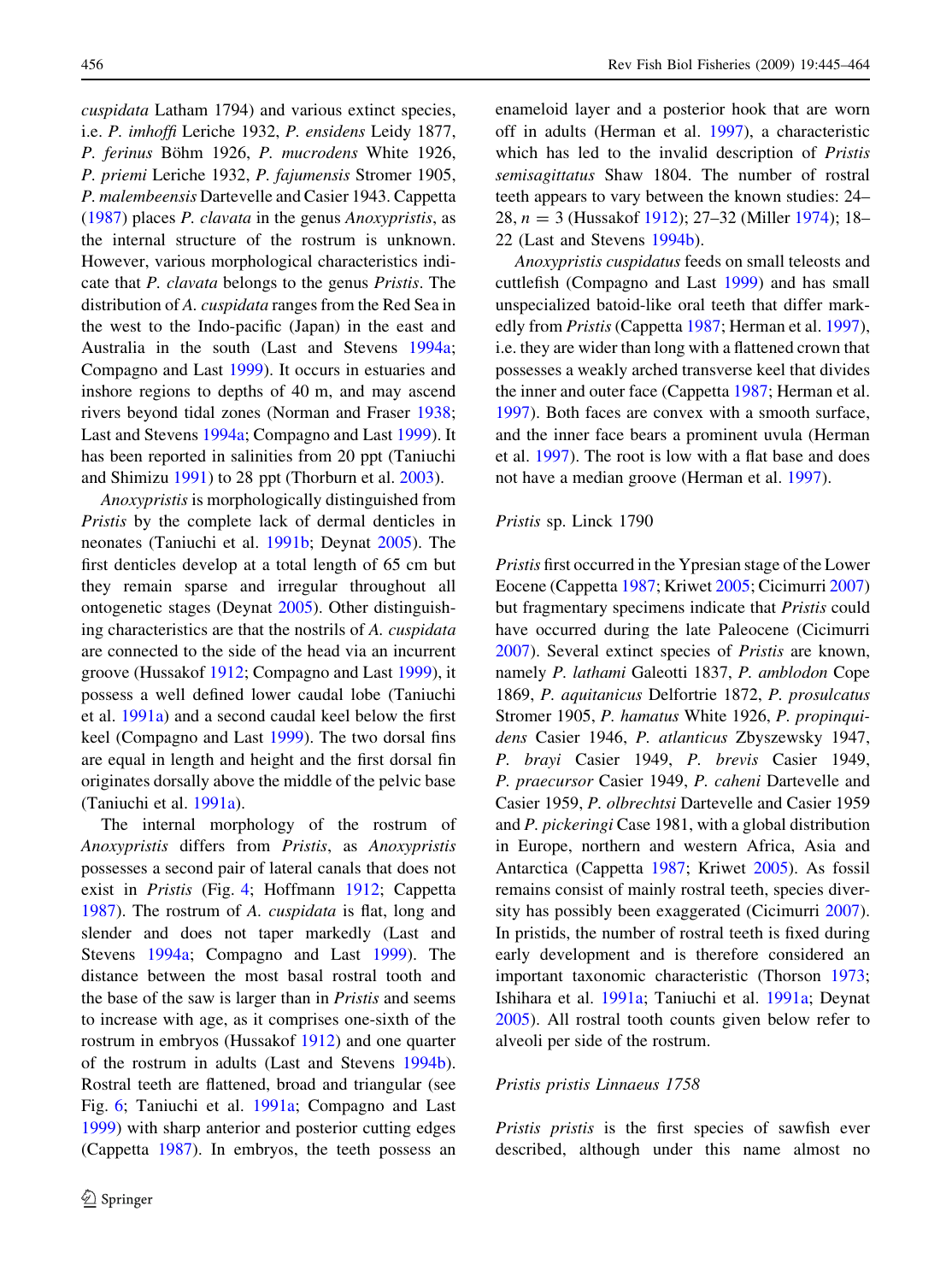*cuspidata* Latham 1794) and various extinct species, i.e. *P. imhoffi* Leriche 1932, *P. ensidens* Leidy 1877, *P. ferinus* Böhm 1926, *P. mucrodens* White 1926, *P. priemi* Leriche 1932, *P. fajumensis* Stromer 1905, *P. malembeensis* Dartevelle and Casier 1943. Cappetta (1987) places *P. clavata* in the genus *Anoxypristis*, as the internal structure of the rostrum is unknown. However, various morphological characteristics indicate that *P. clavata* belongs to the genus *Pristis*. The distribution of *A. cuspidata* ranges from the Red Sea in the west to the Indo-pacific (Japan) in the east and Australia in the south (Last and Stevens 1994a; Compagno and Last 1999). It occurs in estuaries and inshore regions to depths of 40 m, and may ascend rivers beyond tidal zones (Norman and Fraser 1938; Last and Stevens 1994a; Compagno and Last 1999). It has been reported in salinities from 20 ppt (Taniuchi and Shimizu 1991) to 28 ppt (Thorburn et al. 2003).

*Anoxypristis* is morphologically distinguished from *Pristis* by the complete lack of dermal denticles in neonates (Taniuchi et al. 1991b; Deynat 2005). The first denticles develop at a total length of 65 cm but they remain sparse and irregular throughout all ontogenetic stages (Deynat 2005). Other distinguishing characteristics are that the nostrils of *A. cuspidata* are connected to the side of the head via an incurrent groove (Hussakof 1912; Compagno and Last 1999), it possess a well defined lower caudal lobe (Taniuchi et al. 1991a) and a second caudal keel below the first keel (Compagno and Last 1999). The two dorsal fins are equal in length and height and the first dorsal fin originates dorsally above the middle of the pelvic base (Taniuchi et al. 1991a).

The internal morphology of the rostrum of *Anoxypristis* differs from *Pristis*, as *Anoxypristis* possesses a second pair of lateral canals that does not exist in *Pristis* (Fig. 4; Hoffmann 1912; Cappetta 1987). The rostrum of *A. cuspidata* is flat, long and slender and does not taper markedly (Last and Stevens 1994a; Compagno and Last 1999). The distance between the most basal rostral tooth and the base of the saw is larger than in *Pristis* and seems to increase with age, as it comprises one-sixth of the rostrum in embryos (Hussakof 1912) and one quarter of the rostrum in adults (Last and Stevens 1994b). Rostral teeth are flattened, broad and triangular (see Fig. 6; Taniuchi et al. 1991a; Compagno and Last 1999) with sharp anterior and posterior cutting edges (Cappetta 1987). In embryos, the teeth possess an enameloid layer and a posterior hook that are worn off in adults (Herman et al. 1997), a characteristic which has led to the invalid description of *Pristis semisagittatus* Shaw 1804. The number of rostral teeth appears to vary between the known studies: 24–28, $n = 3$ (Hussakof 1912); 27–32 (Miller 1974); 18–22 (Last and Stevens 1994b).

*Anoxypristis cuspidatus* feeds on small teleosts and cuttlefish (Compagno and Last 1999) and has small unspecialized batoid-like oral teeth that differ markedly from *Pristis* (Cappetta 1987; Herman et al. 1997), i.e. they are wider than long with a flattened crown that possesses a weakly arched transverse keel that divides the inner and outer face (Cappetta 1987; Herman et al. 1997). Both faces are convex with a smooth surface, and the inner face bears a prominent uvula (Herman et al. 1997). The root is low with a flat base and does not have a median groove (Herman et al. 1997).

*Pristis* sp. Linck 1790

*Pristis* first occurred in the Ypresian stage of the Lower Eocene (Cappetta 1987; Kriwet 2005; Cicimurri 2007) but fragmentary specimens indicate that *Pristis* could have occurred during the late Paleocene (Cicimurri 2007). Several extinct species of *Pristis* are known, namely *P. lathami* Galeotti 1837, *P. amblodon* Cope 1869, *P. aquitanicus* Delfortrie 1872, *P. prosulcatus* Stromer 1905, *P. hamatus* White 1926, *P. propinquidens* Casier 1946, *P. atlanticus* Zbyszewsky 1947, *P. brayi* Casier 1949, *P. brevis* Casier 1949, *P. praecursor* Casier 1949, *P. caheni* Dartevelle and Casier 1959, *P. olbrechtsi* Dartevelle and Casier 1959 and *P. pickeringi* Case 1981, with a global distribution in Europe, northern and western Africa, Asia and Antarctica (Cappetta 1987; Kriwet 2005). As fossil remains consist of mainly rostral teeth, species diversity has possibly been exaggerated (Cicimurri 2007). In pristids, the number of rostral teeth is fixed during early development and is therefore considered an important taxonomic characteristic (Thorson 1973; Ishihara et al. 1991a; Taniuchi et al. 1991a; Deynat 2005). All rostral tooth counts given below refer to alveoli per side of the rostrum.

*Pristis pristis* Linnaeus 1758

*Pristis pristis* is the first species of sawfish ever described, although under this name almost no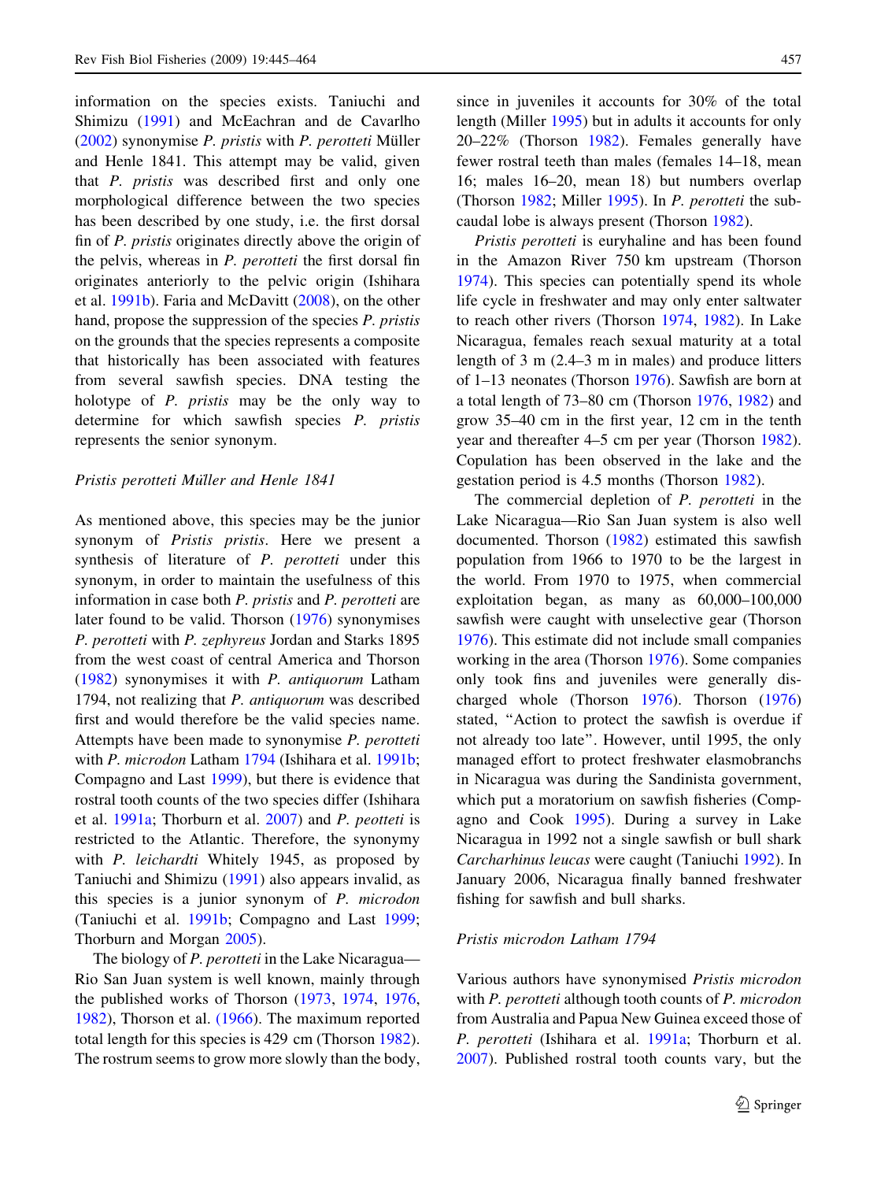information on the species exists. Taniuchi and Shimizu (1991) and McEachran and de Cavarlho (2002) synonymise *P. pristis* with *P. perotteti* Müller and Henle 1841. This attempt may be valid, given that *P. pristis* was described first and only one morphological difference between the two species has been described by one study, i.e. the first dorsal fin of *P. pristis* originates directly above the origin of the pelvis, whereas in *P. perotteti* the first dorsal fin originates anteriorly to the pelvic origin (Ishihara et al. 1991b). Faria and McDavitt (2008), on the other hand, propose the suppression of the species *P. pristis* on the grounds that the species represents a composite that historically has been associated with features from several sawfish species. DNA testing the holotype of *P. pristis* may be the only way to determine for which sawfish species *P. pristis* represents the senior synonym.

*Pristis perotteti Müller and Henle 1841*

As mentioned above, this species may be the junior synonym of *Pristis pristis*. Here we present a synthesis of literature of *P. perotteti* under this synonym, in order to maintain the usefulness of this information in case both *P. pristis* and *P. perotteti* are later found to be valid. Thorson (1976) synonymises *P. perotteti* with *P. zephyreus* Jordan and Starks 1895 from the west coast of central America and Thorson (1982) synonymises it with *P. antiquorum* Latham 1794, not realizing that *P. antiquorum* was described first and would therefore be the valid species name. Attempts have been made to synonymise *P. perotteti* with *P. microdon* Latham 1794 (Ishihara et al. 1991b; Compagno and Last 1999), but there is evidence that rostral tooth counts of the two species differ (Ishihara et al. 1991a; Thorburn et al. 2007) and *P. peotteti* is restricted to the Atlantic. Therefore, the synonymy with *P. leichardti* Whitely 1945, as proposed by Taniuchi and Shimizu (1991) also appears invalid, as this species is a junior synonym of *P. microdon* (Taniuchi et al. 1991b; Compagno and Last 1999; Thorburn and Morgan 2005).

The biology of *P. perotteti* in the Lake Nicaragua—Rio San Juan system is well known, mainly through the published works of Thorson (1973, 1974, 1976, 1982), Thorson et al. (1966). The maximum reported total length for this species is 429 cm (Thorson 1982). The rostrum seems to grow more slowly than the body, since in juveniles it accounts for 30% of the total length (Miller 1995) but in adults it accounts for only 20–22% (Thorson 1982). Females generally have fewer rostral teeth than males (females 14–18, mean 16; males 16–20, mean 18) but numbers overlap (Thorson 1982; Miller 1995). In *P. perotteti* the sub-caudal lobe is always present (Thorson 1982).

*Pristis perotteti* is euryhaline and has been found in the Amazon River 750 km upstream (Thorson 1974). This species can potentially spend its whole life cycle in freshwater and may only enter saltwater to reach other rivers (Thorson 1974, 1982). In Lake Nicaragua, females reach sexual maturity at a total length of 3 m (2.4–3 m in males) and produce litters of 1–13 neonates (Thorson 1976). Sawfish are born at a total length of 73–80 cm (Thorson 1976, 1982) and grow 35–40 cm in the first year, 12 cm in the tenth year and thereafter 4–5 cm per year (Thorson 1982). Copulation has been observed in the lake and the gestation period is 4.5 months (Thorson 1982).

The commercial depletion of *P. perotteti* in the Lake Nicaragua—Rio San Juan system is also well documented. Thorson (1982) estimated this sawfish population from 1966 to 1970 to be the largest in the world. From 1970 to 1975, when commercial exploitation began, as many as 60,000–100,000 sawfish were caught with unselective gear (Thorson 1976). This estimate did not include small companies working in the area (Thorson 1976). Some companies only took fins and juveniles were generally discharged whole (Thorson 1976). Thorson (1976) stated, "Action to protect the sawfish is overdue if not already too late". However, until 1995, the only managed effort to protect freshwater elasmobranchs in Nicaragua was during the Sandinista government, which put a moratorium on sawfish fisheries (Compagno and Cook 1995). During a survey in Lake Nicaragua in 1992 not a single sawfish or bull shark *Carcharhinus leucas* were caught (Taniuchi 1992). In January 2006, Nicaragua finally banned freshwater fishing for sawfish and bull sharks.

*Pristis microdon Latham 1794*

Various authors have synonymised *Pristis microdon* with *P. perotteti* although tooth counts of *P. microdon* from Australia and Papua New Guinea exceed those of *P. perotteti* (Ishihara et al. 1991a; Thorburn et al. 2007). Published rostral tooth counts vary, but the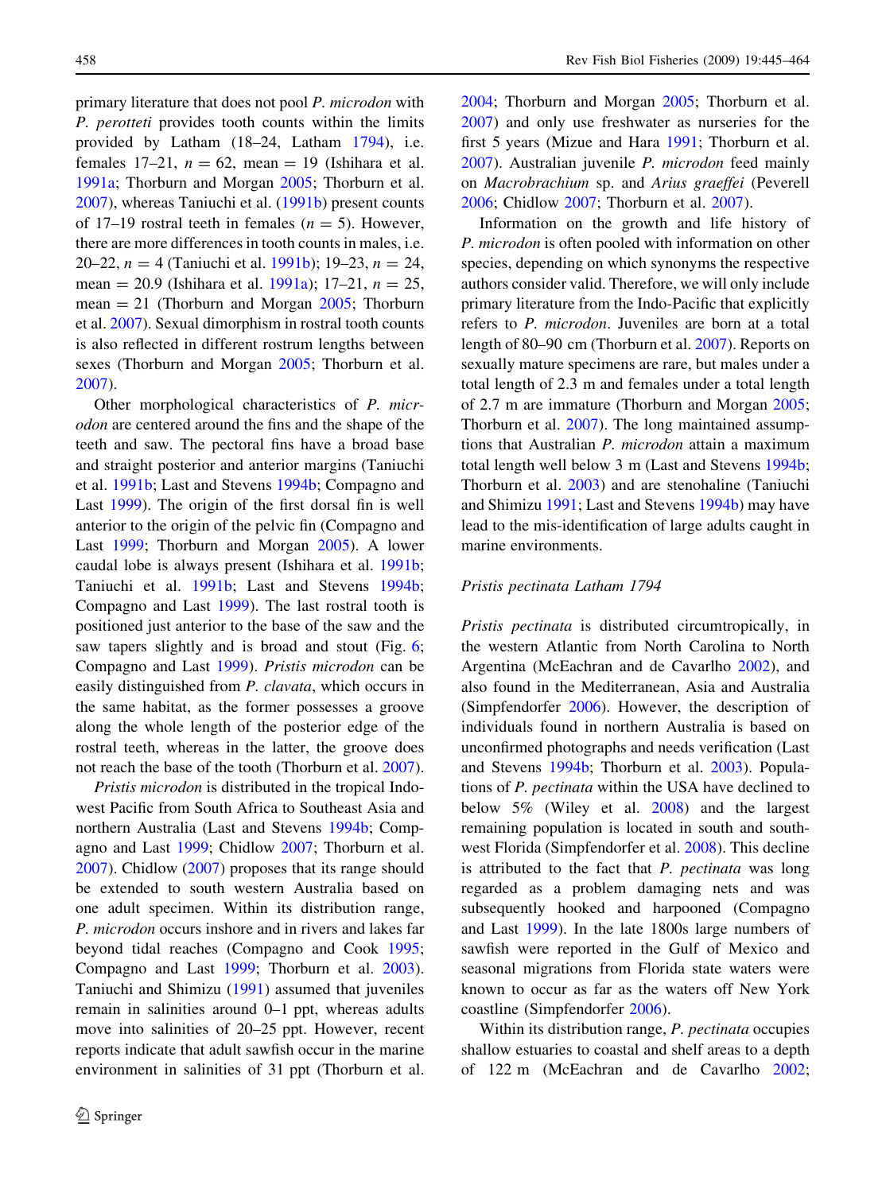primary literature that does not pool *P. microdon* with *P. perotteti* provides tooth counts within the limits provided by Latham (18–24, Latham 1794), i.e. females 17–21, $n = 62$, mean = 19 (Ishihara et al. 1991a; Thorburn and Morgan 2005; Thorburn et al. 2007), whereas Taniuchi et al. (1991b) present counts of 17–19 rostral teeth in females ($n = 5$). However, there are more differences in tooth counts in males, i.e. 20–22, $n = 4$ (Taniuchi et al. 1991b); 19–23, $n = 24$, mean = 20.9 (Ishihara et al. 1991a); 17–21, $n = 25$, mean = 21 (Thorburn and Morgan 2005; Thorburn et al. 2007). Sexual dimorphism in rostral tooth counts is also reflected in different rostrum lengths between sexes (Thorburn and Morgan 2005; Thorburn et al. 2007).

Other morphological characteristics of *P. microdon* are centered around the fins and the shape of the teeth and saw. The pectoral fins have a broad base and straight posterior and anterior margins (Taniuchi et al. 1991b; Last and Stevens 1994b; Compagno and Last 1999). The origin of the first dorsal fin is well anterior to the origin of the pelvic fin (Compagno and Last 1999; Thorburn and Morgan 2005). A lower caudal lobe is always present (Ishihara et al. 1991b; Taniuchi et al. 1991b; Last and Stevens 1994b; Compagno and Last 1999). The last rostral tooth is positioned just anterior to the base of the saw and the saw tapers slightly and is broad and stout (Fig. 6; Compagno and Last 1999). *Pristis microdon* can be easily distinguished from *P. clavata*, which occurs in the same habitat, as the former possesses a groove along the whole length of the posterior edge of the rostral teeth, whereas in the latter, the groove does not reach the base of the tooth (Thorburn et al. 2007).

*Pristis microdon* is distributed in the tropical Indo-west Pacific from South Africa to Southeast Asia and northern Australia (Last and Stevens 1994b; Compagno and Last 1999; Chidlow 2007; Thorburn et al. 2007). Chidlow (2007) proposes that its range should be extended to south western Australia based on one adult specimen. Within its distribution range, *P. microdon* occurs inshore and in rivers and lakes far beyond tidal reaches (Compagno and Cook 1995; Compagno and Last 1999; Thorburn et al. 2003). Taniuchi and Shimizu (1991) assumed that juveniles remain in salinities around 0–1 ppt, whereas adults move into salinities of 20–25 ppt. However, recent reports indicate that adult sawfish occur in the marine environment in salinities of 31 ppt (Thorburn et al. 2004; Thorburn and Morgan 2005; Thorburn et al. 2007) and only use freshwater as nurseries for the first 5 years (Mizue and Hara 1991; Thorburn et al. 2007). Australian juvenile *P. microdon* feed mainly on *Macrobrachium* sp. and *Arius graeffei* (Peverell 2006; Chidlow 2007; Thorburn et al. 2007).

Information on the growth and life history of *P. microdon* is often pooled with information on other species, depending on which synonyms the respective authors consider valid. Therefore, we will only include primary literature from the Indo-Pacific that explicitly refers to *P. microdon*. Juveniles are born at a total length of 80–90 cm (Thorburn et al. 2007). Reports on sexually mature specimens are rare, but males under a total length of 2.3 m and females under a total length of 2.7 m are immature (Thorburn and Morgan 2005; Thorburn et al. 2007). The long maintained assumptions that Australian *P. microdon* attain a maximum total length well below 3 m (Last and Stevens 1994b; Thorburn et al. 2003) and are stenohaline (Taniuchi and Shimizu 1991; Last and Stevens 1994b) may have lead to the mis-identification of large adults caught in marine environments.

### *Pristis pectinata* Latham 1794

*Pristis pectinata* is distributed circumtropically, in the western Atlantic from North Carolina to North Argentina (McEachran and de Cavarlho 2002), and also found in the Mediterranean, Asia and Australia (Simpfendorfer 2006). However, the description of individuals found in northern Australia is based on unconfirmed photographs and needs verification (Last and Stevens 1994b; Thorburn et al. 2003). Populations of *P. pectinata* within the USA have declined to below 5% (Wiley et al. 2008) and the largest remaining population is located in south and southwest Florida (Simpfendorfer et al. 2008). This decline is attributed to the fact that *P. pectinata* was long regarded as a problem damaging nets and was subsequently hooked and harpooned (Compagno and Last 1999). In the late 1800s large numbers of sawfish were reported in the Gulf of Mexico and seasonal migrations from Florida state waters were known to occur as far as the waters off New York coastline (Simpfendorfer 2006).

Within its distribution range, *P. pectinata* occupies shallow estuaries to coastal and shelf areas to a depth of 122 m (McEachran and de Cavarlho 2002;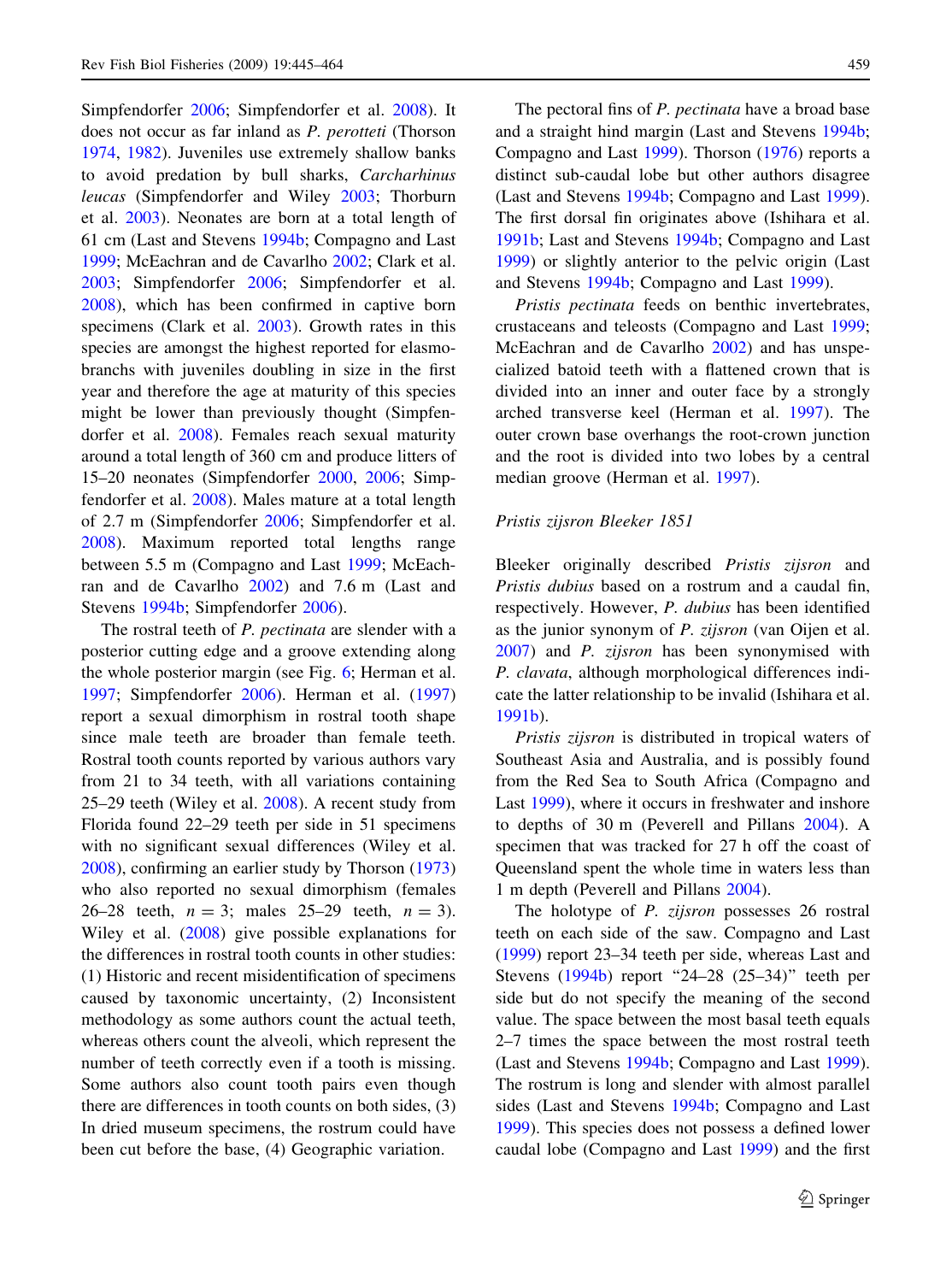Simpfendorfer 2006; Simpfendorfer et al. 2008). It does not occur as far inland as *P. perotteti* (Thorson 1974, 1982). Juveniles use extremely shallow banks to avoid predation by bull sharks, *Carcharhinus leucas* (Simpfendorfer and Wiley 2003; Thorburn et al. 2003). Neonates are born at a total length of 61 cm (Last and Stevens 1994b; Compagno and Last 1999; McEachran and de Cavarlho 2002; Clark et al. 2003; Simpfendorfer 2006; Simpfendorfer et al. 2008), which has been confirmed in captive born specimens (Clark et al. 2003). Growth rates in this species are amongst the highest reported for elasmobranchs with juveniles doubling in size in the first year and therefore the age at maturity of this species might be lower than previously thought (Simpfendorfer et al. 2008). Females reach sexual maturity around a total length of 360 cm and produce litters of 15–20 neonates (Simpfendorfer 2000, 2006; Simpfendorfer et al. 2008). Males mature at a total length of 2.7 m (Simpfendorfer 2006; Simpfendorfer et al. 2008). Maximum reported total lengths range between 5.5 m (Compagno and Last 1999; McEachran and de Cavarlho 2002) and 7.6 m (Last and Stevens 1994b; Simpfendorfer 2006).

The rostral teeth of *P. pectinata* are slender with a posterior cutting edge and a groove extending along the whole posterior margin (see Fig. 6; Herman et al. 1997; Simpfendorfer 2006). Herman et al. (1997) report a sexual dimorphism in rostral tooth shape since male teeth are broader than female teeth. Rostral tooth counts reported by various authors vary from 21 to 34 teeth, with all variations containing 25–29 teeth (Wiley et al. 2008). A recent study from Florida found 22–29 teeth per side in 51 specimens with no significant sexual differences (Wiley et al. 2008), confirming an earlier study by Thorson (1973) who also reported no sexual dimorphism (females 26–28 teeth, $n = 3$; males 25–29 teeth, $n = 3$). Wiley et al. (2008) give possible explanations for the differences in rostral tooth counts in other studies: (1) Historic and recent misidentification of specimens caused by taxonomic uncertainty, (2) Inconsistent methodology as some authors count the actual teeth, whereas others count the alveoli, which represent the number of teeth correctly even if a tooth is missing. Some authors also count tooth pairs even though there are differences in tooth counts on both sides, (3) In dried museum specimens, the rostrum could have been cut before the base, (4) Geographic variation.

The pectoral fins of *P. pectinata* have a broad base and a straight hind margin (Last and Stevens 1994b; Compagno and Last 1999). Thorson (1976) reports a distinct sub-caudal lobe but other authors disagree (Last and Stevens 1994b; Compagno and Last 1999). The first dorsal fin originates above (Ishihara et al. 1991b; Last and Stevens 1994b; Compagno and Last 1999) or slightly anterior to the pelvic origin (Last and Stevens 1994b; Compagno and Last 1999).

*Pristis pectinata* feeds on benthic invertebrates, crustaceans and teleosts (Compagno and Last 1999; McEachran and de Cavarlho 2002) and has unspecialized batoid teeth with a flattened crown that is divided into an inner and outer face by a strongly arched transverse keel (Herman et al. 1997). The outer crown base overhangs the root-crown junction and the root is divided into two lobes by a central median groove (Herman et al. 1997).

*Pristis zijsron Bleeker 1851*

Bleeker originally described *Pristis zijsron* and *Pristis dubius* based on a rostrum and a caudal fin, respectively. However, *P. dubius* has been identified as the junior synonym of *P. zijsron* (van Oijen et al. 2007) and *P. zijsron* has been synonymised with *P. clavata*, although morphological differences indicate the latter relationship to be invalid (Ishihara et al. 1991b).

*Pristis zijsron* is distributed in tropical waters of Southeast Asia and Australia, and is possibly found from the Red Sea to South Africa (Compagno and Last 1999), where it occurs in freshwater and inshore to depths of 30 m (Peverell and Pillans 2004). A specimen that was tracked for 27 h off the coast of Queensland spent the whole time in waters less than 1 m depth (Peverell and Pillans 2004).

The holotype of *P. zijsron* possesses 26 rostral teeth on each side of the saw. Compagno and Last (1999) report 23–34 teeth per side, whereas Last and Stevens (1994b) report "24–28 (25–34)" teeth per side but do not specify the meaning of the second value. The space between the most basal teeth equals 2–7 times the space between the most rostral teeth (Last and Stevens 1994b; Compagno and Last 1999). The rostrum is long and slender with almost parallel sides (Last and Stevens 1994b; Compagno and Last 1999). This species does not possess a defined lower caudal lobe (Compagno and Last 1999) and the first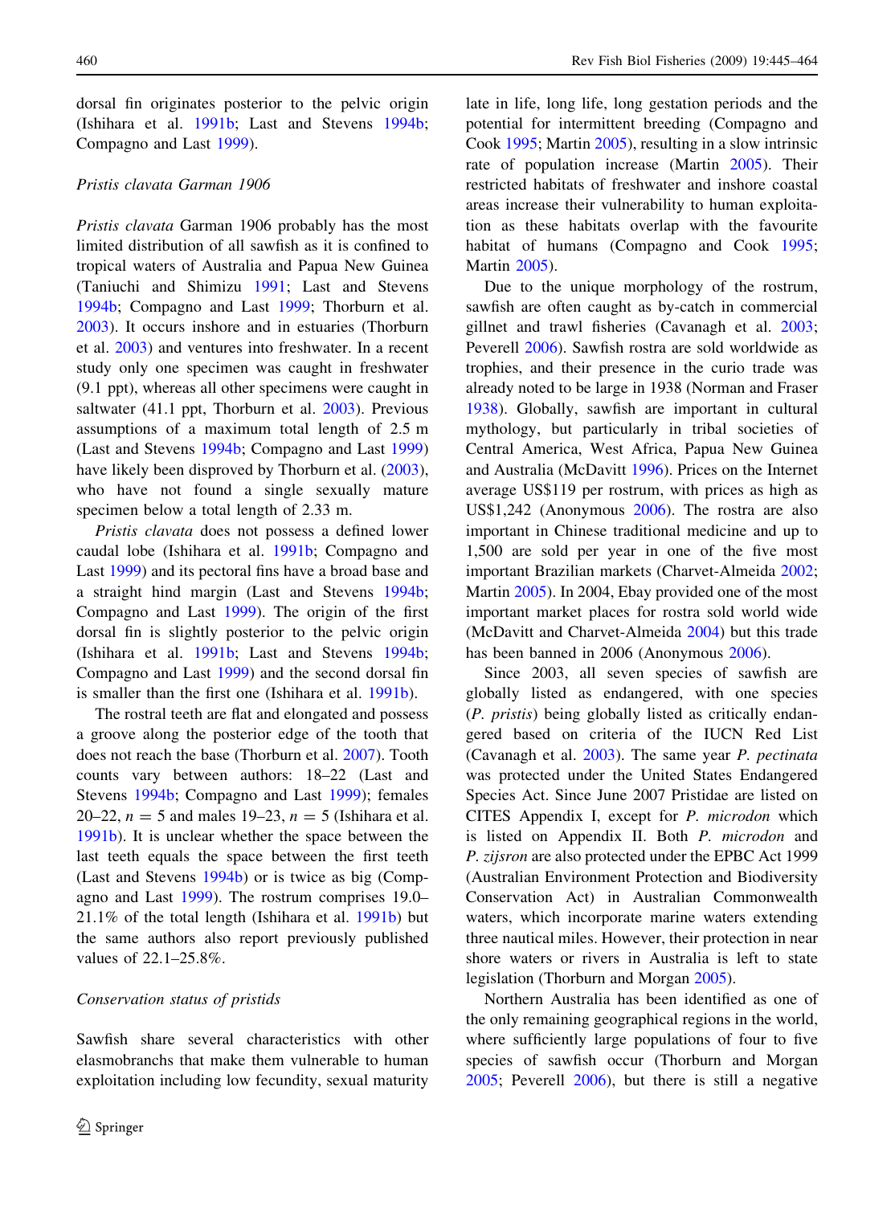dorsal fin originates posterior to the pelvic origin (Ishihara et al. 1991b; Last and Stevens 1994b; Compagno and Last 1999).

*Pristis clavata Garman 1906*

*Pristis clavata* Garman 1906 probably has the most limited distribution of all sawfish as it is confined to tropical waters of Australia and Papua New Guinea (Taniuchi and Shimizu 1991; Last and Stevens 1994b; Compagno and Last 1999; Thorburn et al. 2003). It occurs inshore and in estuaries (Thorburn et al. 2003) and ventures into freshwater. In a recent study only one specimen was caught in freshwater (9.1 ppt), whereas all other specimens were caught in saltwater (41.1 ppt, Thorburn et al. 2003). Previous assumptions of a maximum total length of 2.5 m (Last and Stevens 1994b; Compagno and Last 1999) have likely been disproved by Thorburn et al. (2003), who have not found a single sexually mature specimen below a total length of 2.33 m.

*Pristis clavata* does not possess a defined lower caudal lobe (Ishihara et al. 1991b; Compagno and Last 1999) and its pectoral fins have a broad base and a straight hind margin (Last and Stevens 1994b; Compagno and Last 1999). The origin of the first dorsal fin is slightly posterior to the pelvic origin (Ishihara et al. 1991b; Last and Stevens 1994b; Compagno and Last 1999) and the second dorsal fin is smaller than the first one (Ishihara et al. 1991b).

The rostral teeth are flat and elongated and possess a groove along the posterior edge of the tooth that does not reach the base (Thorburn et al. 2007). Tooth counts vary between authors: 18–22 (Last and Stevens 1994b; Compagno and Last 1999); females 20–22, $n = 5$ and males 19–23, $n = 5$ (Ishihara et al. 1991b). It is unclear whether the space between the last teeth equals the space between the first teeth (Last and Stevens 1994b) or is twice as big (Compagno and Last 1999). The rostrum comprises 19.0–21.1% of the total length (Ishihara et al. 1991b) but the same authors also report previously published values of 22.1–25.8%.

*Conservation status of pristids*

Sawfish share several characteristics with other elasmobranchs that make them vulnerable to human exploitation including low fecundity, sexual maturity late in life, long life, long gestation periods and the potential for intermittent breeding (Compagno and Cook 1995; Martin 2005), resulting in a slow intrinsic rate of population increase (Martin 2005). Their restricted habitats of freshwater and inshore coastal areas increase their vulnerability to human exploitation as these habitats overlap with the favourite habitat of humans (Compagno and Cook 1995; Martin 2005).

Due to the unique morphology of the rostrum, sawfish are often caught as by-catch in commercial gillnet and trawl fisheries (Cavanagh et al. 2003; Peverell 2006). Sawfish rostra are sold worldwide as trophies, and their presence in the curio trade was already noted to be large in 1938 (Norman and Fraser 1938). Globally, sawfish are important in cultural mythology, but particularly in tribal societies of Central America, West Africa, Papua New Guinea and Australia (McDavitt 1996). Prices on the Internet average US$119 per rostrum, with prices as high as US$1,242 (Anonymous 2006). The rostra are also important in Chinese traditional medicine and up to 1,500 are sold per year in one of the five most important Brazilian markets (Charvet-Almeida 2002; Martin 2005). In 2004, Ebay provided one of the most important market places for rostra sold world wide (McDavitt and Charvet-Almeida 2004) but this trade has been banned in 2006 (Anonymous 2006).

Since 2003, all seven species of sawfish are globally listed as endangered, with one species (*P. pristis*) being globally listed as critically endangered based on criteria of the IUCN Red List (Cavanagh et al. 2003). The same year *P. pectinata* was protected under the United States Endangered Species Act. Since June 2007 Pristidae are listed on CITES Appendix I, except for *P. microdon* which is listed on Appendix II. Both *P. microdon* and *P. zijsron* are also protected under the EPBC Act 1999 (Australian Environment Protection and Biodiversity Conservation Act) in Australian Commonwealth waters, which incorporate marine waters extending three nautical miles. However, their protection in near shore waters or rivers in Australia is left to state legislation (Thorburn and Morgan 2005).

Northern Australia has been identified as one of the only remaining geographical regions in the world, where sufficiently large populations of four to five species of sawfish occur (Thorburn and Morgan 2005; Peverell 2006), but there is still a negative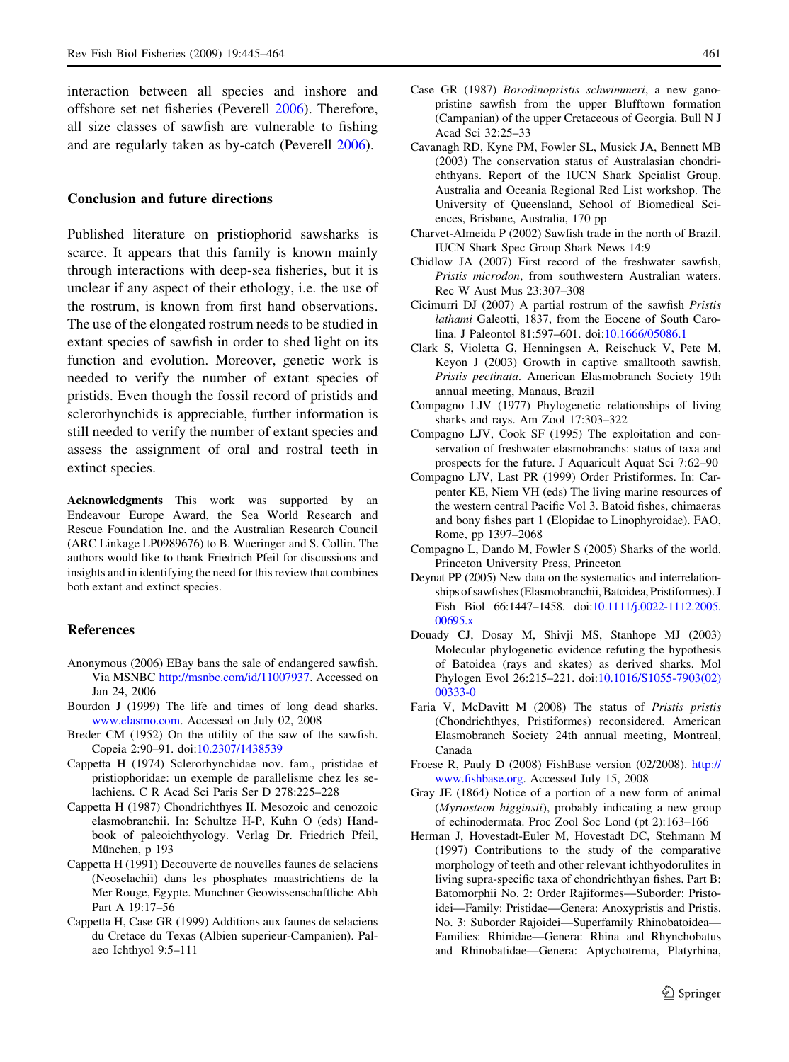interaction between all species and inshore and offshore set net fisheries (Peverell 2006). Therefore, all size classes of sawfish are vulnerable to fishing and are regularly taken as by-catch (Peverell 2006).

## Conclusion and future directions

Published literature on pristiophorid sawsharks is scarce. It appears that this family is known mainly through interactions with deep-sea fisheries, but it is unclear if any aspect of their ethology, i.e. the use of the rostrum, is known from first hand observations. The use of the elongated rostrum needs to be studied in extant species of sawfish in order to shed light on its function and evolution. Moreover, genetic work is needed to verify the number of extant species of pristids. Even though the fossil record of pristids and sclerorhynchids is appreciable, further information is still needed to verify the number of extant species and assess the assignment of oral and rostral teeth in extinct species.

**Acknowledgments** This work was supported by an Endeavour Europe Award, the Sea World Research and Rescue Foundation Inc. and the Australian Research Council (ARC Linkage LP0989676) to B. Wueringer and S. Collin. The authors would like to thank Friedrich Pfeil for discussions and insights and in identifying the need for this review that combines both extant and extinct species.

## References

Anonymous (2006) EBay bans the sale of endangered sawfish. Via MSNBC http://msnbc.com/id/11007937. Accessed on Jan 24, 2006

Bourdon J (1999) The life and times of long dead sharks. www.elasmo.com. Accessed on July 02, 2008

Breder CM (1952) On the utility of the saw of the sawfish. Copeia 2:90–91. doi:10.2307/1438539

Cappetta H (1974) Sclerorhynchidae nov. fam., pristidae et pristiophoridae: un exemple de parallelisme chez les selachiens. C R Acad Sci Paris Ser D 278:225–228

Cappetta H (1987) Chondrichthyes II. Mesozoic and cenozoic elasmobranchii. In: Schultze H-P, Kuhn O (eds) Handbook of paleoichthyology. Verlag Dr. Friedrich Pfeil, München, p 193

Cappetta H (1991) Decouverte de nouvelles faunes de selaciens (Neoselachii) dans les phosphates maastrichtiens de la Mer Rouge, Egypte. Munchner Geowissenschaftliche Abh Part A 19:17–56

Cappetta H, Case GR (1999) Additions aux faunes de selaciens du Cretace du Texas (Albien superieur-Campanien). Palaeo Ichthyol 9:5–111

Case GR (1987) *Borodinopristis schwimmeri*, a new ganopristine sawfish from the upper Blufftown formation (Campanian) of the upper Cretaceous of Georgia. Bull N J Acad Sci 32:25–33

Cavanagh RD, Kyne PM, Fowler SL, Musick JA, Bennett MB (2003) The conservation status of Australasian chondrichthyans. Report of the IUCN Shark Spcialist Group. Australia and Oceania Regional Red List workshop. The University of Queensland, School of Biomedical Sciences, Brisbane, Australia, 170 pp

Charvet-Almeida P (2002) Sawfish trade in the north of Brazil. IUCN Shark Spec Group Shark News 14:9

Chidlow JA (2007) First record of the freshwater sawfish, *Pristis microdon*, from southwestern Australian waters. Rec W Aust Mus 23:307–308

Cicimurri DJ (2007) A partial rostrum of the sawfish *Pristis lathami* Galeotti, 1837, from the Eocene of South Carolina. J Paleontol 81:597–601. doi:10.1666/05086.1

Clark S, Violetta G, Henningsen A, Reischuck V, Pete M, Keyon J (2003) Growth in captive smalltooth sawfish, *Pristis pectinata*. American Elasmobranch Society 19th annual meeting, Manaus, Brazil

Compagno LJV (1977) Phylogenetic relationships of living sharks and rays. Am Zool 17:303–322

Compagno LJV, Cook SF (1995) The exploitation and conservation of freshwater elasmobranchs: status of taxa and prospects for the future. J Aquaricult Aquat Sci 7:62–90

Compagno LJV, Last PR (1999) Order Pristiformes. In: Carpenter KE, Niem VH (eds) The living marine resources of the western central Pacific Vol 3. Batoid fishes, chimaeras and bony fishes part 1 (Elopidae to Linophyroidae). FAO, Rome, pp 1397–2068

Compagno L, Dando M, Fowler S (2005) Sharks of the world. Princeton University Press, Princeton

Deynat PP (2005) New data on the systematics and interrelationships of sawfishes (Elasmobranchii, Batoidea, Pristiformes). J Fish Biol 66:1447–1458. doi:10.1111/j.0022-1112.2005.00695.x

Douady CJ, Dosay M, Shivji MS, Stanhope MJ (2003) Molecular phylogenetic evidence refuting the hypothesis of Batoidea (rays and skates) as derived sharks. Mol Phylogen Evol 26:215–221. doi:10.1016/S1055-7903(02)00333-0

Faria V, McDavitt M (2008) The status of *Pristis pristis* (Chondrichthyes, Pristiformes) reconsidered. American Elasmobranch Society 24th annual meeting, Montreal, Canada

Froese R, Pauly D (2008) FishBase version (02/2008). http://www.fishbase.org. Accessed July 15, 2008

Gray JE (1864) Notice of a portion of a new form of animal (*Myriosteon higginsi*), probably indicating a new group of echinodermata. Proc Zool Soc Lond (pt 2):163–166

Herman J, Hovestadt-Euler M, Hovestadt DC, Stehmann M (1997) Contributions to the study of the comparative morphology of teeth and other relevant ichthyodorulites in living supra-specific taxa of chondrichthyan fishes. Part B: Batomorphii No. 2: Order Rajiformes—Suborder: Pristoidei—Family: Pristidae—Genera: Anoxypristis and Pristis. No. 3: Suborder Rajoidei—Superfamily Rhinobatoidea—Families: Rhinidae—Genera: Rhina and Rhynchobatus and Rhinobatidae—Genera: Aptychotrema, Platyrhina,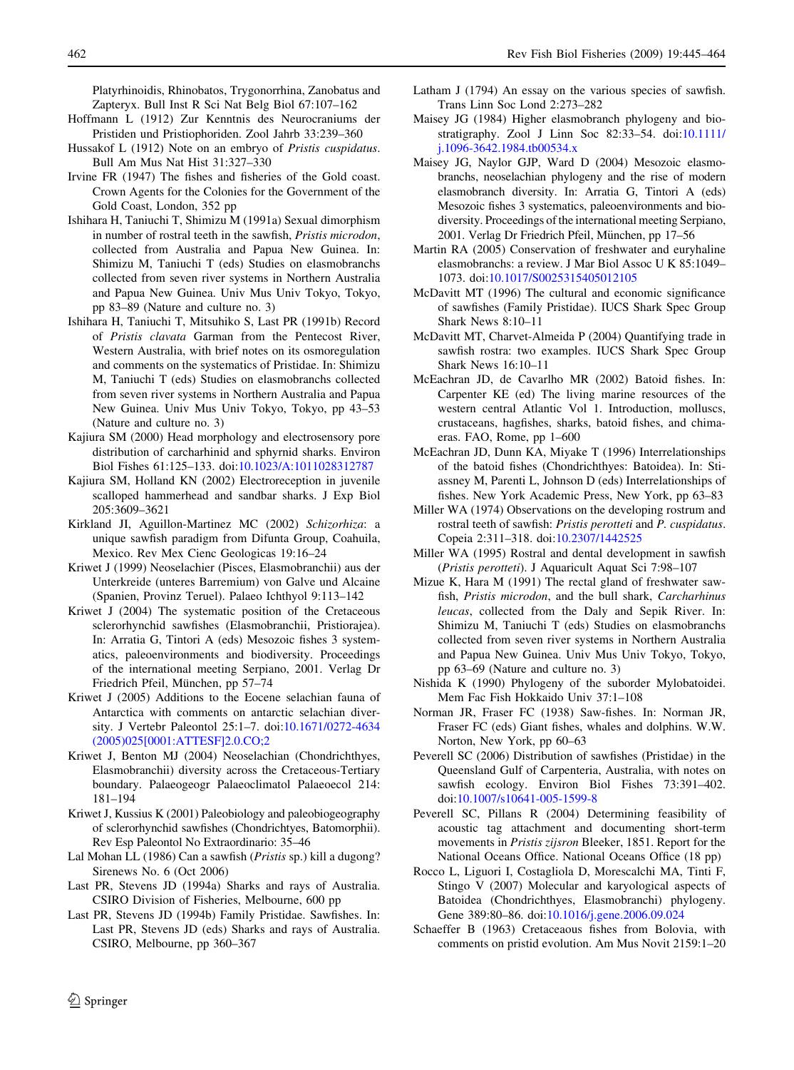Platyrhinoidis, Rhinobatos, Trygonorrhina, Zanobatus and Zapteryx. Bull Inst R Sci Nat Belg Biol 67:107–162

Hoffmann L (1912) Zur Kenntnis des Neurocraniums der Pristiden und Pristiophoriden. Zool Jahrb 33:239–360

Hussakof L (1912) Note on an embryo of *Pristis cuspidatus*. Bull Am Mus Nat Hist 31:327–330

Irvine FR (1947) The fishes and fisheries of the Gold coast. Crown Agents for the Colonies for the Government of the Gold Coast, London, 352 pp

Ishihara H, Taniuchi T, Shimizu M (1991a) Sexual dimorphism in number of rostral teeth in the sawfish, *Pristis microdon*, collected from Australia and Papua New Guinea. In: Shimizu M, Taniuchi T (eds) Studies on elasmobranchs collected from seven river systems in Northern Australia and Papua New Guinea. Univ Mus Univ Tokyo, Tokyo, pp 83–89 (Nature and culture no. 3)

Ishihara H, Taniuchi T, Mitsuhiko S, Last PR (1991b) Record of *Pristis clavata* Garman from the Pentecost River, Western Australia, with brief notes on its osmoregulation and comments on the systematics of Pristidae. In: Shimizu M, Taniuchi T (eds) Studies on elasmobranchs collected from seven river systems in Northern Australia and Papua New Guinea. Univ Mus Univ Tokyo, Tokyo, pp 43–53 (Nature and culture no. 3)

Kajiura SM (2000) Head morphology and electrosensory pore distribution of carcharhinid and sphyrnid sharks. Environ Biol Fishes 61:125–133. doi:10.1023/A:1011028312787

Kajiura SM, Holland KN (2002) Electroreception in juvenile scalloped hammerhead and sandbar sharks. J Exp Biol 205:3609–3621

Kirkland JI, Aguillon-Martinez MC (2002) *Schizorhiza*: a unique sawfish paradigm from Difunta Group, Coahuila, Mexico. Rev Mex Cienc Geologicas 19:16–24

Kriwet J (1999) Neoselachier (Pisces, Elasmobranchii) aus der Unterkreide (unteres Barremium) von Galve und Alcaine (Spanien, Provinz Teruel). Palaeo Ichthyol 9:113–142

Kriwet J (2004) The systematic position of the Cretaceous sclerorhynchid sawfishes (Elasmobranchii, Pristiorajea). In: Arratia G, Tintori A (eds) Mesozoic fishes 3 systematics, paleoenvironments and biodiversity. Proceedings of the international meeting Serpiano, 2001. Verlag Dr Friedrich Pfeil, München, pp 57–74

Kriwet J (2005) Additions to the Eocene selachian fauna of Antarctica with comments on antarctic selachian diversity. J Vertebr Paleontol 25:1–7. doi:10.1671/0272-4634(2005)025[0001:ATTESF]2.0.CO;2

Kriwet J, Benton MJ (2004) Neoselachian (Chondrichthyes, Elasmobranchii) diversity across the Cretaceous-Tertiary boundary. Palaeogeogr Palaeoclimatol Palaeoecol 214:181–194

Kriwet J, Kussius K (2001) Paleobiology and paleobiogeography of sclerorhynchid sawfishes (Chondrichtyes, Batomorphii). Rev Esp Paleontol No Extraordinario: 35–46

Lal Mohan LL (1986) Can a sawfish (*Pristis* sp.) kill a dugong? Sirenews No. 6 (Oct 2006)

Last PR, Stevens JD (1994a) Sharks and rays of Australia. CSIRO Division of Fisheries, Melbourne, 600 pp

Last PR, Stevens JD (1994b) Family Pristidae. Sawfishes. In: Last PR, Stevens JD (eds) Sharks and rays of Australia. CSIRO, Melbourne, pp 360–367

Latham J (1794) An essay on the various species of sawfish. Trans Linn Soc Lond 2:273–282

Maisey JG (1984) Higher elasmobranch phylogeny and biostratigraphy. Zool J Linn Soc 82:33–54. doi:10.1111/j.1096-3642.1984.tb00534.x

Maisey JG, Naylor GJP, Ward D (2004) Mesozoic elasmobranchs, neoselachian phylogeny and the rise of modern elasmobranch diversity. In: Arratia G, Tintori A (eds) Mesozoic fishes 3 systematics, paleoenvironments and biodiversity. Proceedings of the international meeting Serpiano, 2001. Verlag Dr Friedrich Pfeil, München, pp 17–56

Martin RA (2005) Conservation of freshwater and euryhaline elasmobranchs: a review. J Mar Biol Assoc U K 85:1049–1073. doi:10.1017/S0025315405012105

McDavitt MT (1996) The cultural and economic significance of sawfishes (Family Pristidae). IUCS Shark Spec Group Shark News 8:10–11

McDavitt MT, Charvet-Almeida P (2004) Quantifying trade in sawfish rostra: two examples. IUCS Shark Spec Group Shark News 16:10–11

McEachran JD, de Cavarlho MR (2002) Batoid fishes. In: Carpenter KE (ed) The living marine resources of the western central Atlantic Vol 1. Introduction, molluscs, crustaceans, hagfishes, sharks, batoid fishes, and chimaeras. FAO, Rome, pp 1–600

McEachran JD, Dunn KA, Miyake T (1996) Interrelationships of the batoid fishes (Chondrichthyes: Batoidea). In: Stiassney M, Parenti L, Johnson D (eds) Interrelationships of fishes. New York Academic Press, New York, pp 63–83

Miller WA (1974) Observations on the developing rostrum and rostral teeth of sawfish: *Pristis perotteti* and *P. cuspidatus*. Copeia 2:311–318. doi:10.2307/1442525

Miller WA (1995) Rostral and dental development in sawfish (*Pristis perotteti*). J Aquaricult Aquat Sci 7:98–107

Mizue K, Hara M (1991) The rectal gland of freshwater sawfish, *Pristis microdon*, and the bull shark, *Carcharhinus leucas*, collected from the Daly and Sepik River. In: Shimizu M, Taniuchi T (eds) Studies on elasmobranchs collected from seven river systems in Northern Australia and Papua New Guinea. Univ Mus Univ Tokyo, Tokyo, pp 63–69 (Nature and culture no. 3)

Nishida K (1990) Phylogeny of the suborder Mylobatoidei. Mem Fac Fish Hokkaido Univ 37:1–108

Norman JR, Fraser FC (1938) Saw-fishes. In: Norman JR, Fraser FC (eds) Giant fishes, whales and dolphins. W.W. Norton, New York, pp 60–63

Peverell SC (2006) Distribution of sawfishes (Pristidae) in the Queensland Gulf of Carpenteria, Australia, with notes on sawfish ecology. Environ Biol Fishes 73:391–402. doi:10.1007/s10641-005-1599-8

Peverell SC, Pillans R (2004) Determining feasibility of acoustic tag attachment and documenting short-term movements in *Pristis zijsron* Bleeker, 1851. Report for the National Oceans Office. National Oceans Office (18 pp)

Rocco L, Liguori I, Costagliola D, Morescalchi MA, Tinti F, Stingo V (2007) Molecular and karyological aspects of Batoidea (Chondrichthyes, Elasmobranchi) phylogeny. Gene 389:80–86. doi:10.1016/j.gene.2006.09.024

Schaeffer B (1963) Cretaceaous fishes from Bolovia, with comments on pristid evolution. Am Mus Novit 2159:1–20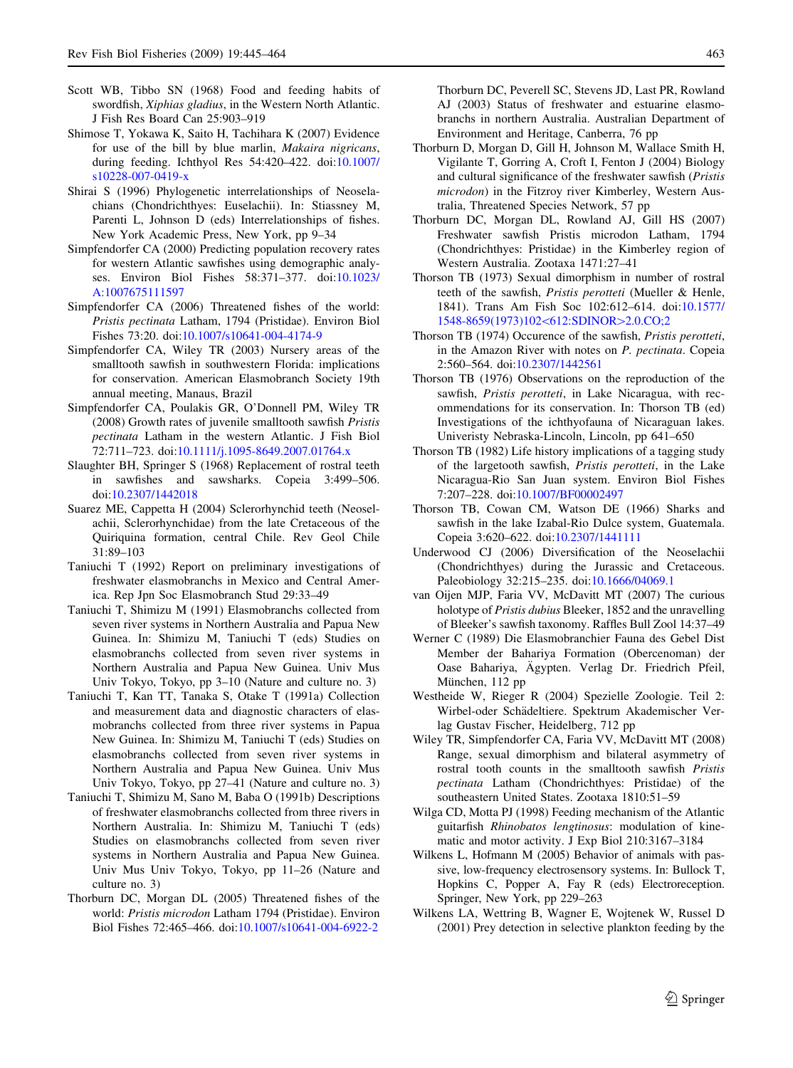Scott WB, Tibbo SN (1968) Food and feeding habits of swordfish, *Xiphias gladius*, in the Western North Atlantic. J Fish Res Board Can 25:903–919

Shimose T, Yokawa K, Saito H, Tachihara K (2007) Evidence for use of the bill by blue marlin, *Makaira nigricans*, during feeding. Ichthyol Res 54:420–422. doi:10.1007/s10228-007-0419-x

Shirai S (1996) Phylogenetic interrelationships of Neoselachians (Chondrichthyes: Euselachii). In: Stiassney M, Parenti L, Johnson D (eds) Interrelationships of fishes. New York Academic Press, New York, pp 9–34

Simpfendorfer CA (2000) Predicting population recovery rates for western Atlantic sawfishes using demographic analyses. Environ Biol Fishes 58:371–377. doi:10.1023/A:1007675111597

Simpfendorfer CA (2006) Threatened fishes of the world: *Pristis pectinata* Latham, 1794 (Pristidae). Environ Biol Fishes 73:20. doi:10.1007/s10641-004-4174-9

Simpfendorfer CA, Wiley TR (2003) Nursery areas of the smalltooth sawfish in southwestern Florida: implications for conservation. American Elasmobranch Society 19th annual meeting, Manaus, Brazil

Simpfendorfer CA, Poulakis GR, O'Donnell PM, Wiley TR (2008) Growth rates of juvenile smalltooth sawfish *Pristis pectinata* Latham in the western Atlantic. J Fish Biol 72:711–723. doi:10.1111/j.1095-8649.2007.01764.x

Slaughter BH, Springer S (1968) Replacement of rostral teeth in sawfishes and sawsharks. Copeia 3:499–506. doi:10.2307/1442018

Suarez ME, Cappetta H (2004) Sclerorhynchid teeth (Neoselachii, Sclerorhynchidae) from the late Cretaceous of the Quiriquina formation, central Chile. Rev Geol Chile 31:89–103

Taniuchi T (1992) Report on preliminary investigations of freshwater elasmobranchs in Mexico and Central America. Rep Jpn Soc Elasmobranch Stud 29:33–49

Taniuchi T, Shimizu M (1991) Elasmobranchs collected from seven river systems in Northern Australia and Papua New Guinea. In: Shimizu M, Taniuchi T (eds) Studies on elasmobranchs collected from seven river systems in Northern Australia and Papua New Guinea. Univ Mus Univ Tokyo, Tokyo, pp 3–10 (Nature and culture no. 3)

Taniuchi T, Kan TT, Tanaka S, Otake T (1991a) Collection and measurement data and diagnostic characters of elasmobranchs collected from three river systems in Papua New Guinea. In: Shimizu M, Taniuchi T (eds) Studies on elasmobranchs collected from seven river systems in Northern Australia and Papua New Guinea. Univ Mus Univ Tokyo, Tokyo, pp 27–41 (Nature and culture no. 3)

Taniuchi T, Shimizu M, Sano M, Baba O (1991b) Descriptions of freshwater elasmobranchs collected from three rivers in Northern Australia. In: Shimizu M, Taniuchi T (eds) Studies on elasmobranchs collected from seven river systems in Northern Australia and Papua New Guinea. Univ Mus Univ Tokyo, Tokyo, pp 11–26 (Nature and culture no. 3)

Thorburn DC, Morgan DL (2005) Threatened fishes of the world: *Pristis microdon* Latham 1794 (Pristidae). Environ Biol Fishes 72:465–466. doi:10.1007/s10641-004-6922-2

Thorburn DC, Peverell SC, Stevens JD, Last PR, Rowland AJ (2003) Status of freshwater and estuarine elasmobranchs in northern Australia. Australian Department of Environment and Heritage, Canberra, 76 pp

Thorburn D, Morgan D, Gill H, Johnson M, Wallace Smith H, Vigilante T, Gorring A, Croft I, Fenton J (2004) Biology and cultural significance of the freshwater sawfish (*Pristis microdon*) in the Fitzroy river Kimberley, Western Australia, Threatened Species Network, 57 pp

Thorburn DC, Morgan DL, Rowland AJ, Gill HS (2007) Freshwater sawfish Pristis microdon Latham, 1794 (Chondrichthyes: Pristidae) in the Kimberley region of Western Australia. Zootaxa 1471:27–41

Thorson TB (1973) Sexual dimorphism in number of rostral teeth of the sawfish, *Pristis perotteti* (Mueller & Henle, 1841). Trans Am Fish Soc 102:612–614. doi:10.1577/1548-8659(1973)102<612:SDINOR>2.0.CO;2

Thorson TB (1974) Occurence of the sawfish, *Pristis perotteti*, in the Amazon River with notes on *P. pectinata*. Copeia 2:560–564. doi:10.2307/1442561

Thorson TB (1976) Observations on the reproduction of the sawfish, *Pristis perotteti*, in Lake Nicaragua, with recommendations for its conservation. In: Thorson TB (ed) Investigations of the ichthyofauna of Nicaraguan lakes. Univeristy Nebraska-Lincoln, Lincoln, pp 641–650

Thorson TB (1982) Life history implications of a tagging study of the largetooth sawfish, *Pristis perotteti*, in the Lake Nicaragua-Rio San Juan system. Environ Biol Fishes 7:207–228. doi:10.1007/BF00002497

Thorson TB, Cowan CM, Watson DE (1966) Sharks and sawfish in the lake Izabal-Rio Dulce system, Guatemala. Copeia 3:620–622. doi:10.2307/1441111

Underwood CJ (2006) Diversification of the Neoselachii (Chondrichthyes) during the Jurassic and Cretaceous. Paleobiology 32:215–235. doi:10.1666/04069.1

van Oijen MJP, Faria VV, McDavitt MT (2007) The curious holotype of *Pristis dubius* Bleeker, 1852 and the unravelling of Bleeker's sawfish taxonomy. Raffles Bull Zool 14:37–49

Werner C (1989) Die Elasmobranchier Fauna des Gebel Dist Member der Bahariya Formation (Obercenoman) der Oase Bahariya, Ägypten. Verlag Dr. Friedrich Pfeil, München, 112 pp

Westheide W, Rieger R (2004) Spezielle Zoologie. Teil 2: Wirbel-oder Schädeltiere. Spektrum Akademischer Verlag Gustav Fischer, Heidelberg, 712 pp

Wiley TR, Simpfendorfer CA, Faria VV, McDavitt MT (2008) Range, sexual dimorphism and bilateral asymmetry of rostral tooth counts in the smalltooth sawfish *Pristis pectinata* Latham (Chondrichthyes: Pristidae) of the southeastern United States. Zootaxa 1810:51–59

Wilga CD, Motta PJ (1998) Feeding mechanism of the Atlantic guitarfish *Rhinobatos lengtinosus*: modulation of kinematic and motor activity. J Exp Biol 210:3167–3184

Wilkens L, Hofmann M (2005) Behavior of animals with passive, low-frequency electrosensory systems. In: Bullock T, Hopkins C, Popper A, Fay R (eds) Electroreception. Springer, New York, pp 229–263

Wilkens LA, Wettring B, Wagner E, Wojtenek W, Russel D (2001) Prey detection in selective plankton feeding by the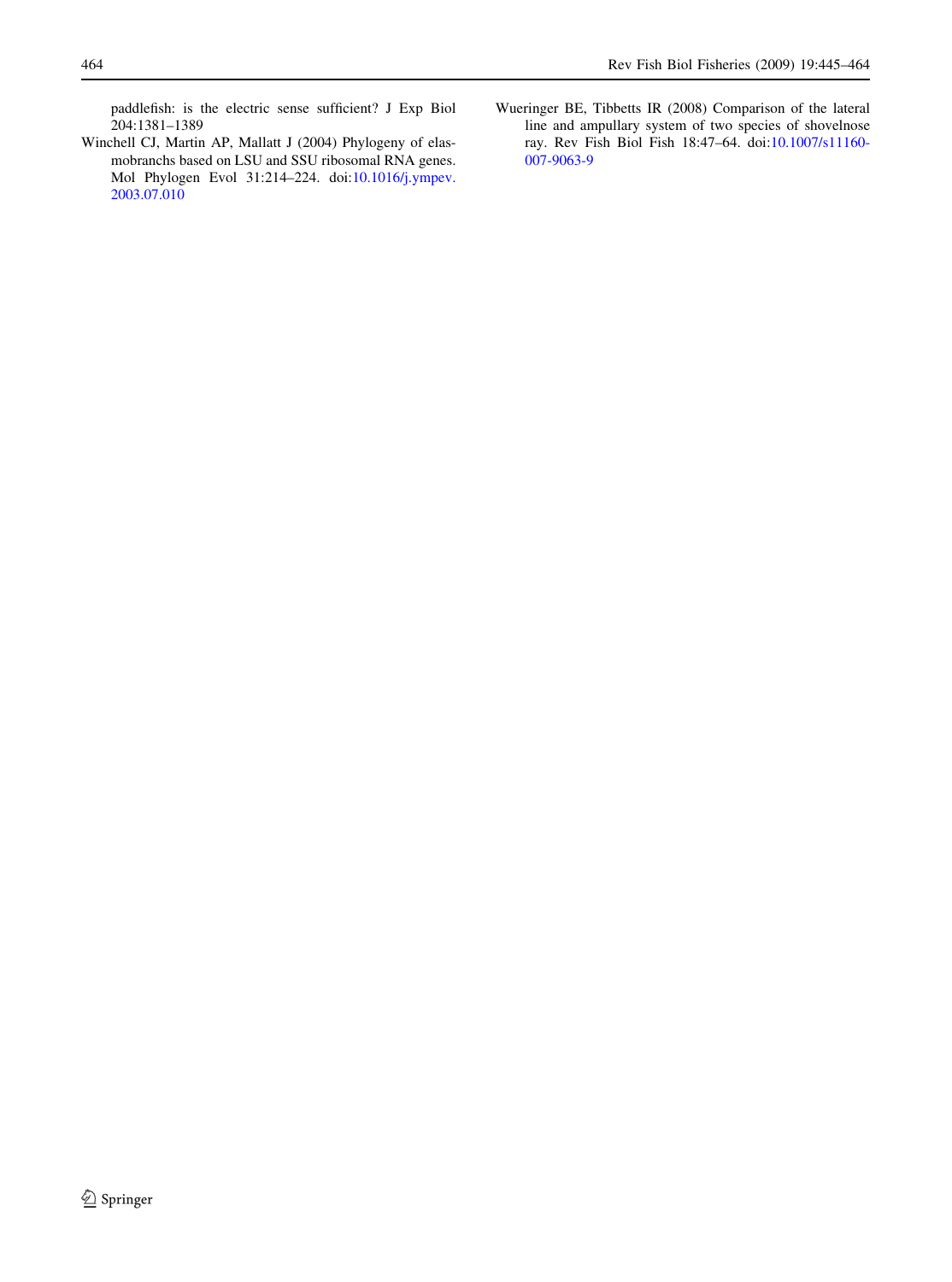paddlefish: is the electric sense sufficient? J Exp Biol 204:1381–1389

Winchell CJ, Martin AP, Mallatt J (2004) Phylogeny of elasmobranchs based on LSU and SSU ribosomal RNA genes. Mol Phylogen Evol 31:214–224. doi:10.1016/j.ympev.2003.07.010

Wueringer BE, Tibbetts IR (2008) Comparison of the lateral line and ampullary system of two species of shovelnose ray. Rev Fish Biol Fish 18:47–64. doi:10.1007/s11160-007-9063-9